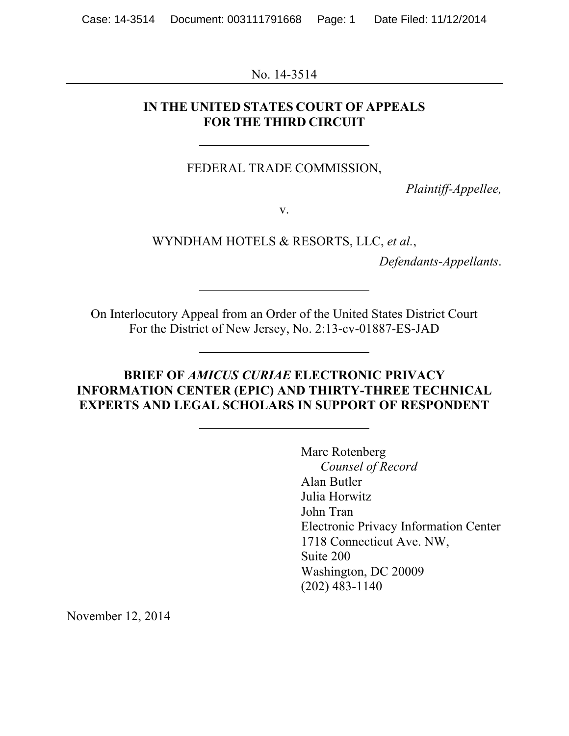No. 14-3514

---

**IN THE UNITED STATES COURT OF APPEALS FOR THE THIRD CIRCUIT**

---

FEDERAL TRADE COMMISSION,

*Plaintiff-Appellee,*

v.

WYNDHAM HOTELS & RESORTS, LLC, *et al.*,

*Defendants-Appellants*.

---

On Interlocutory Appeal from an Order of the United States District Court For the District of New Jersey, No. 2:13-cv-01887-ES-JAD

---

**BRIEF OF *AMICUS CURIAE* ELECTRONIC PRIVACY INFORMATION CENTER (EPIC) AND THIRTY-THREE TECHNICAL EXPERTS AND LEGAL SCHOLARS IN SUPPORT OF RESPONDENT**

---

Marc Rotenberg
*Counsel of Record*
Alan Butler
Julia Horwitz
John Tran
Electronic Privacy Information Center
1718 Connecticut Ave. NW,
Suite 200
Washington, DC 20009
(202) 483-1140

November 12, 2014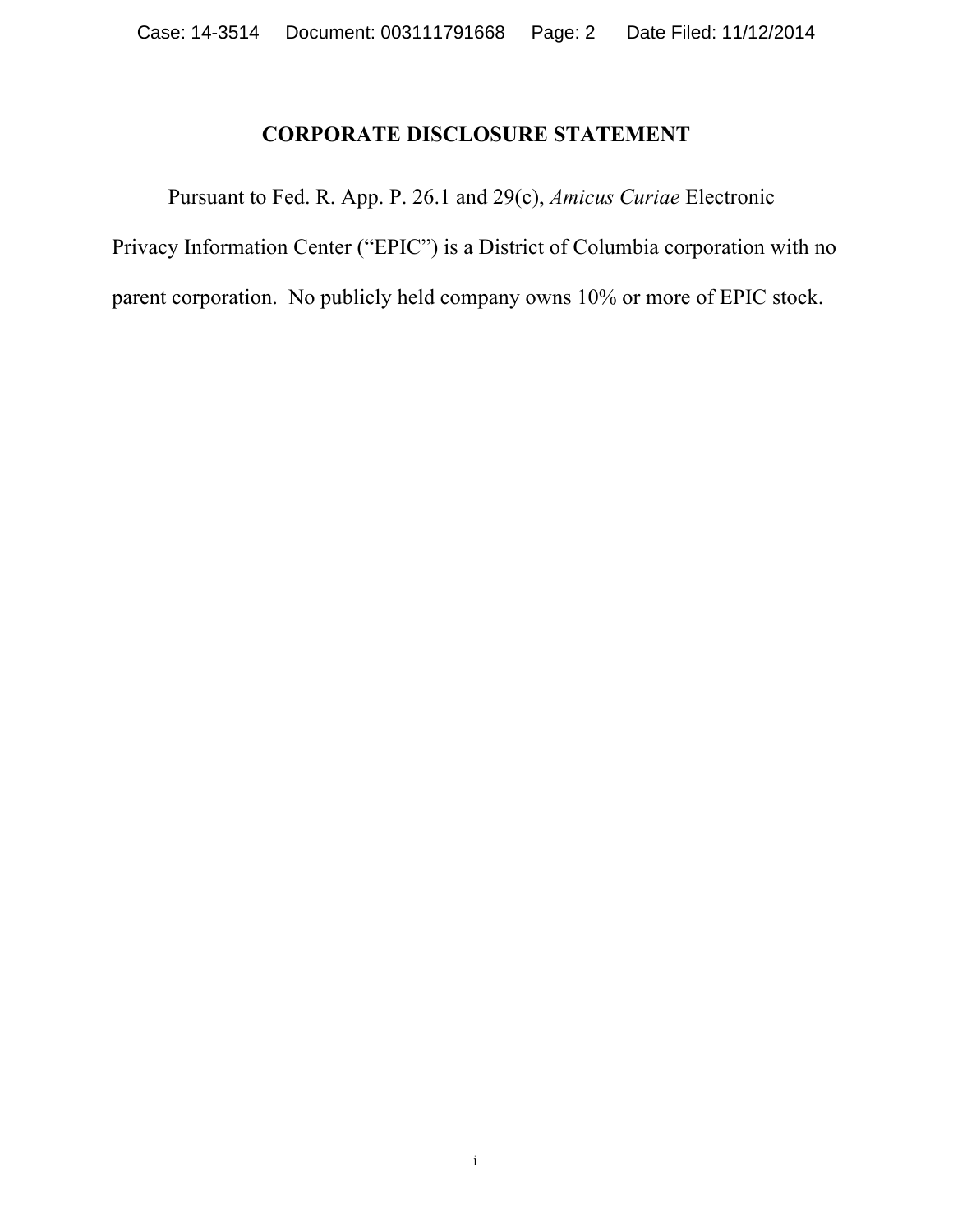## CORPORATE DISCLOSURE STATEMENT

Pursuant to Fed. R. App. P. 26.1 and 29(c), *Amicus Curiae* Electronic Privacy Information Center ("EPIC") is a District of Columbia corporation with no parent corporation. No publicly held company owns 10% or more of EPIC stock.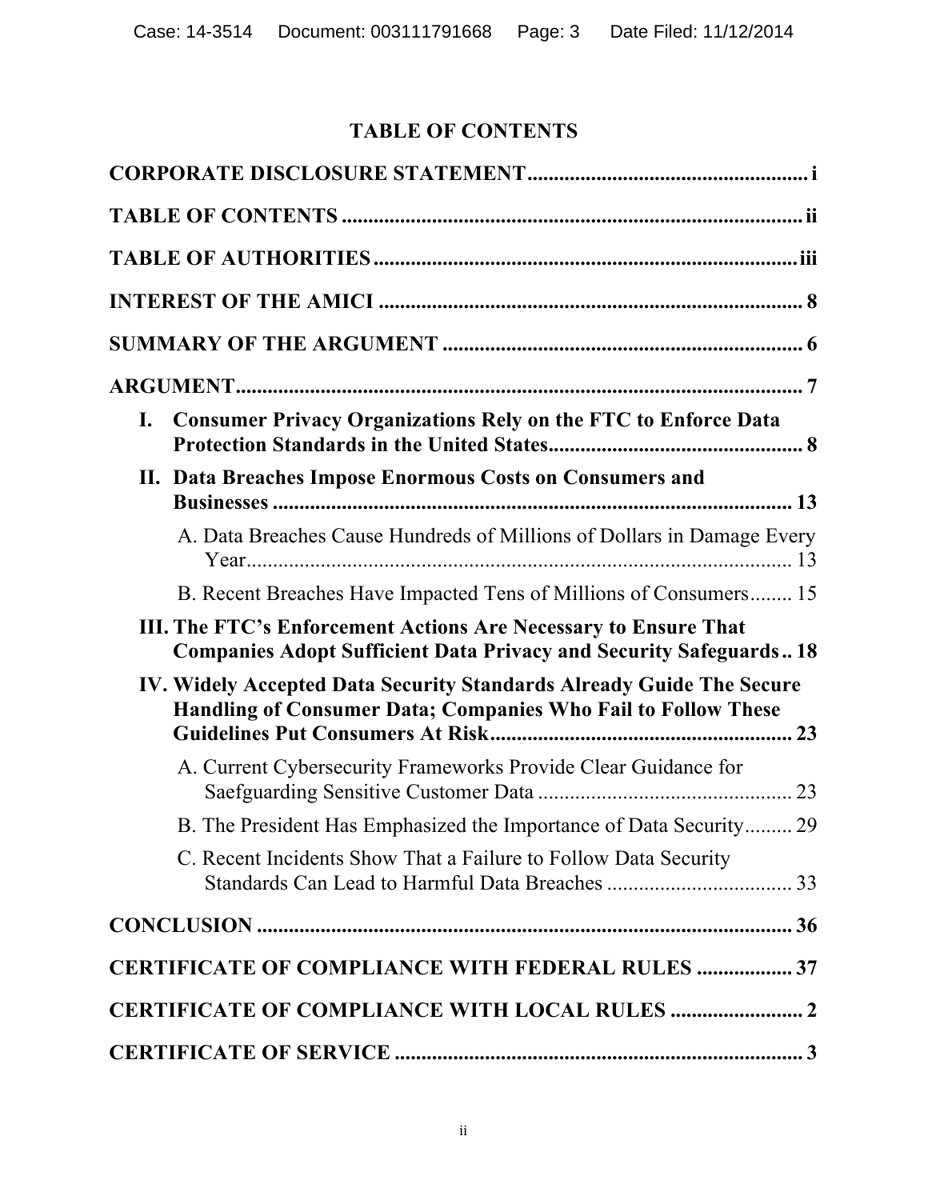# TABLE OF CONTENTS

**CORPORATE DISCLOSURE STATEMENT** ..................................................... i

**TABLE OF CONTENTS** ....................................................................... ii

**TABLE OF AUTHORITIES** ................................................................ iii

**INTEREST OF THE AMICI** ................................................................ 8

**SUMMARY OF THE ARGUMENT** .................................................... 6

**ARGUMENT** .......................................................................................... 7

- **I. Consumer Privacy Organizations Rely on the FTC to Enforce Data Protection Standards in the United States** ................................................ 8
- **II. Data Breaches Impose Enormous Costs on Consumers and Businesses** .................................................................................. 13
  - A. Data Breaches Cause Hundreds of Millions of Dollars in Damage Every Year ....................................................................................... 13
  - B. Recent Breaches Have Impacted Tens of Millions of Consumers ........ 15
- **III. The FTC's Enforcement Actions Are Necessary to Ensure That Companies Adopt Sufficient Data Privacy and Security Safeguards** .. 18
- **IV. Widely Accepted Data Security Standards Already Guide The Secure Handling of Consumer Data; Companies Who Fail to Follow These Guidelines Put Consumers At Risk** ......................................................... 23
  - A. Current Cybersecurity Frameworks Provide Clear Guidance for Saefguarding Sensitive Customer Data ................................................ 23
  - B. The President Has Emphasized the Importance of Data Security ......... 29
  - C. Recent Incidents Show That a Failure to Follow Data Security Standards Can Lead to Harmful Data Breaches ................................... 33

**CONCLUSION** ...................................................................................... 36

**CERTIFICATE OF COMPLIANCE WITH FEDERAL RULES** .................. 37

**CERTIFICATE OF COMPLIANCE WITH LOCAL RULES** ......................... 2

**CERTIFICATE OF SERVICE** ............................................................. 3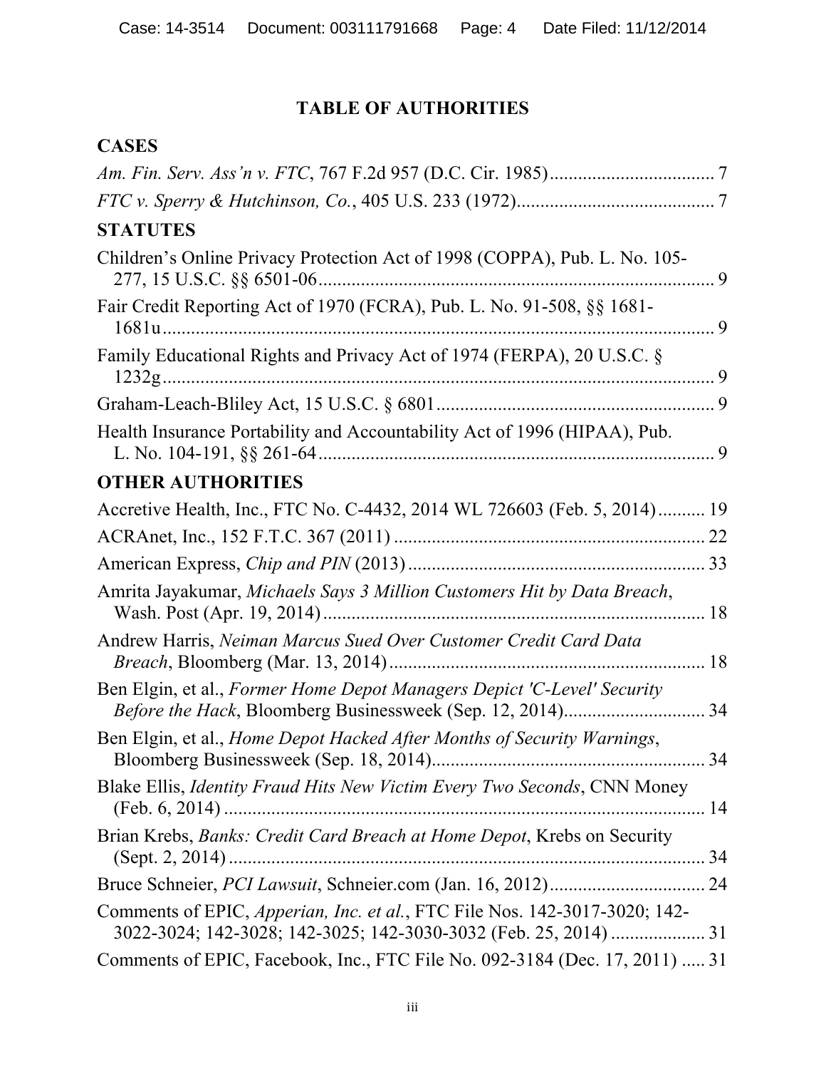# TABLE OF AUTHORITIES

## CASES

*Am. Fin. Serv. Ass'n v. FTC*, 767 F.2d 957 (D.C. Cir. 1985) .................................. 7

*FTC v. Sperry & Hutchinson, Co.*, 405 U.S. 233 (1972) .......................................... 7

## STATUTES

Children's Online Privacy Protection Act of 1998 (COPPA), Pub. L. No. 105-277, 15 U.S.C. §§ 6501-06 .................................................................................. 9

Fair Credit Reporting Act of 1970 (FCRA), Pub. L. No. 91-508, §§ 1681-1681u ........................................................................................................... 9

Family Educational Rights and Privacy Act of 1974 (FERPA), 20 U.S.C. § 1232g ........................................................................................................... 9

Graham-Leach-Bliley Act, 15 U.S.C. § 6801 ........................................................... 9

Health Insurance Portability and Accountability Act of 1996 (HIPAA), Pub. L. No. 104-191, §§ 261-64 ..................................................................................... 9

## OTHER AUTHORITIES

Accretive Health, Inc., FTC No. C-4432, 2014 WL 726603 (Feb. 5, 2014) .......... 19

ACRAnet, Inc., 152 F.T.C. 367 (2011) ................................................................. 22

American Express, *Chip and PIN* (2013) ............................................................... 33

Amrita Jayakumar, *Michaels Says 3 Million Customers Hit by Data Breach*, Wash. Post (Apr. 19, 2014) ................................................................................. 18

Andrew Harris, *Neiman Marcus Sued Over Customer Credit Card Data Breach*, Bloomberg (Mar. 13, 2014) ................................................................... 18

Ben Elgin, et al., *Former Home Depot Managers Depict 'C-Level' Security Before the Hack*, Bloomberg Businessweek (Sep. 12, 2014) ............................. 34

Ben Elgin, et al., *Home Depot Hacked After Months of Security Warnings*, Bloomberg Businessweek (Sep. 18, 2014) .......................................................... 34

Blake Ellis, *Identity Fraud Hits New Victim Every Two Seconds*, CNN Money (Feb. 6, 2014) ...................................................................................................... 14

Brian Krebs, *Banks: Credit Card Breach at Home Depot*, Krebs on Security (Sept. 2, 2014) ...................................................................................................... 34

Bruce Schneier, *PCI Lawsuit*, Schneier.com (Jan. 16, 2012) ................................. 24

Comments of EPIC, *Apperian, Inc. et al.*, FTC File Nos. 142-3017-3020; 142-3022-3024; 142-3028; 142-3025; 142-3030-3032 (Feb. 25, 2014) .................... 31

Comments of EPIC, Facebook, Inc., FTC File No. 092-3184 (Dec. 17, 2011) ..... 31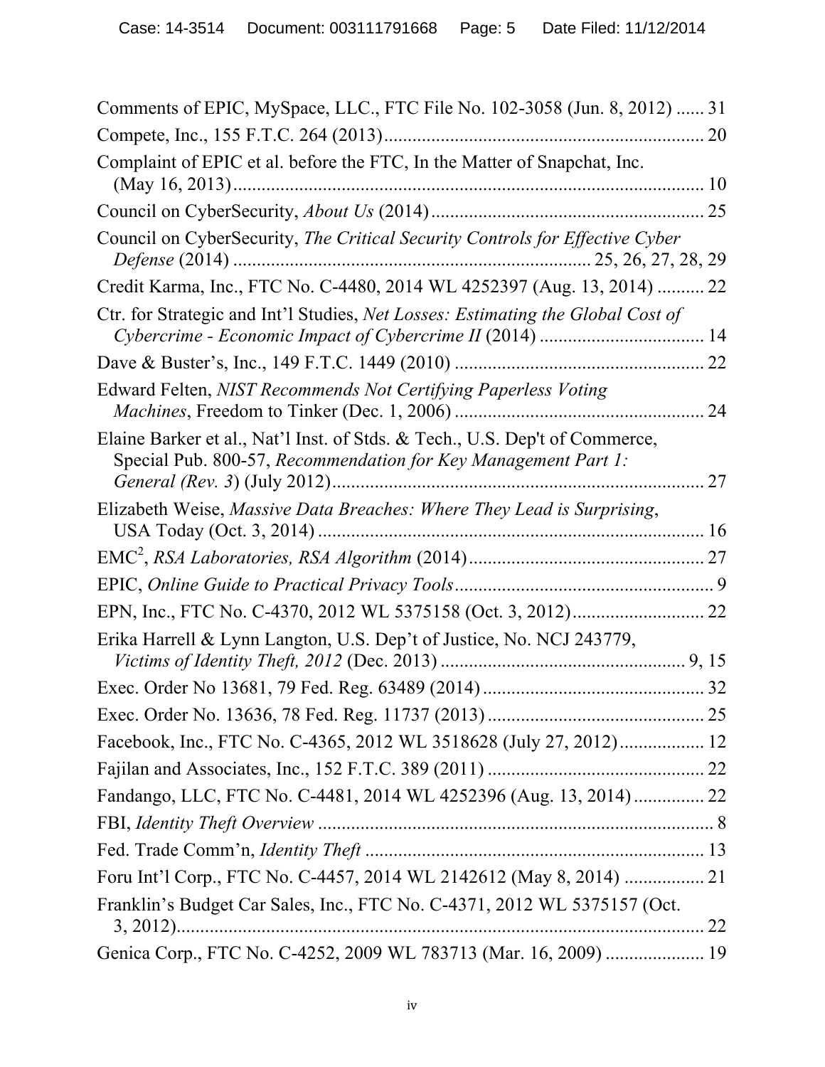Comments of EPIC, MySpace, LLC., FTC File No. 102-3058 (Jun. 8, 2012) ...... 31

Compete, Inc., 155 F.T.C. 264 (2013)..................................................................... 20

Complaint of EPIC et al. before the FTC, In the Matter of Snapchat, Inc. (May 16, 2013)..................................................................................................... 10

Council on CyberSecurity, *About Us* (2014).......................................................... 25

Council on CyberSecurity, *The Critical Security Controls for Effective Cyber Defense* (2014) ........................................................................... 25, 26, 27, 28, 29

Credit Karma, Inc., FTC No. C-4480, 2014 WL 4252397 (Aug. 13, 2014) .......... 22

Ctr. for Strategic and Int'l Studies, *Net Losses: Estimating the Global Cost of Cybercrime - Economic Impact of Cybercrime II* (2014) .................................. 14

Dave & Buster's, Inc., 149 F.T.C. 1449 (2010) ..................................................... 22

Edward Felten, *NIST Recommends Not Certifying Paperless Voting Machines*, Freedom to Tinker (Dec. 1, 2006) ..................................................... 24

Elaine Barker et al., Nat'l Inst. of Stds. & Tech., U.S. Dep't of Commerce, Special Pub. 800-57, *Recommendation for Key Management Part 1: General (Rev. 3)* (July 2012)............................................................................... 27

Elizabeth Weise, *Massive Data Breaches: Where They Lead is Surprising*, USA Today (Oct. 3, 2014) .................................................................................. 16

EMC[2], *RSA Laboratories, RSA Algorithm* (2014).................................................. 27

EPIC, *Online Guide to Practical Privacy Tools*....................................................... 9

EPN, Inc., FTC No. C-4370, 2012 WL 5375158 (Oct. 3, 2012)............................ 22

Erika Harrell & Lynn Langton, U.S. Dep't of Justice, No. NCJ 243779, *Victims of Identity Theft, 2012* (Dec. 2013) .................................................... 9, 15

Exec. Order No 13681, 79 Fed. Reg. 63489 (2014) ............................................... 32

Exec. Order No. 13636, 78 Fed. Reg. 11737 (2013) .............................................. 25

Facebook, Inc., FTC No. C-4365, 2012 WL 3518628 (July 27, 2012).................. 12

Fajilan and Associates, Inc., 152 F.T.C. 389 (2011) .............................................. 22

Fandango, LLC, FTC No. C-4481, 2014 WL 4252396 (Aug. 13, 2014) ............... 22

FBI, *Identity Theft Overview* ..................................................................................... 8

Fed. Trade Comm'n, *Identity Theft* ........................................................................ 13

Foru Int'l Corp., FTC No. C-4457, 2014 WL 2142612 (May 8, 2014) ................. 21

Franklin's Budget Car Sales, Inc., FTC No. C-4371, 2012 WL 5375157 (Oct. 3, 2012)................................................................................................................ 22

Genica Corp., FTC No. C-4252, 2009 WL 783713 (Mar. 16, 2009) ..................... 19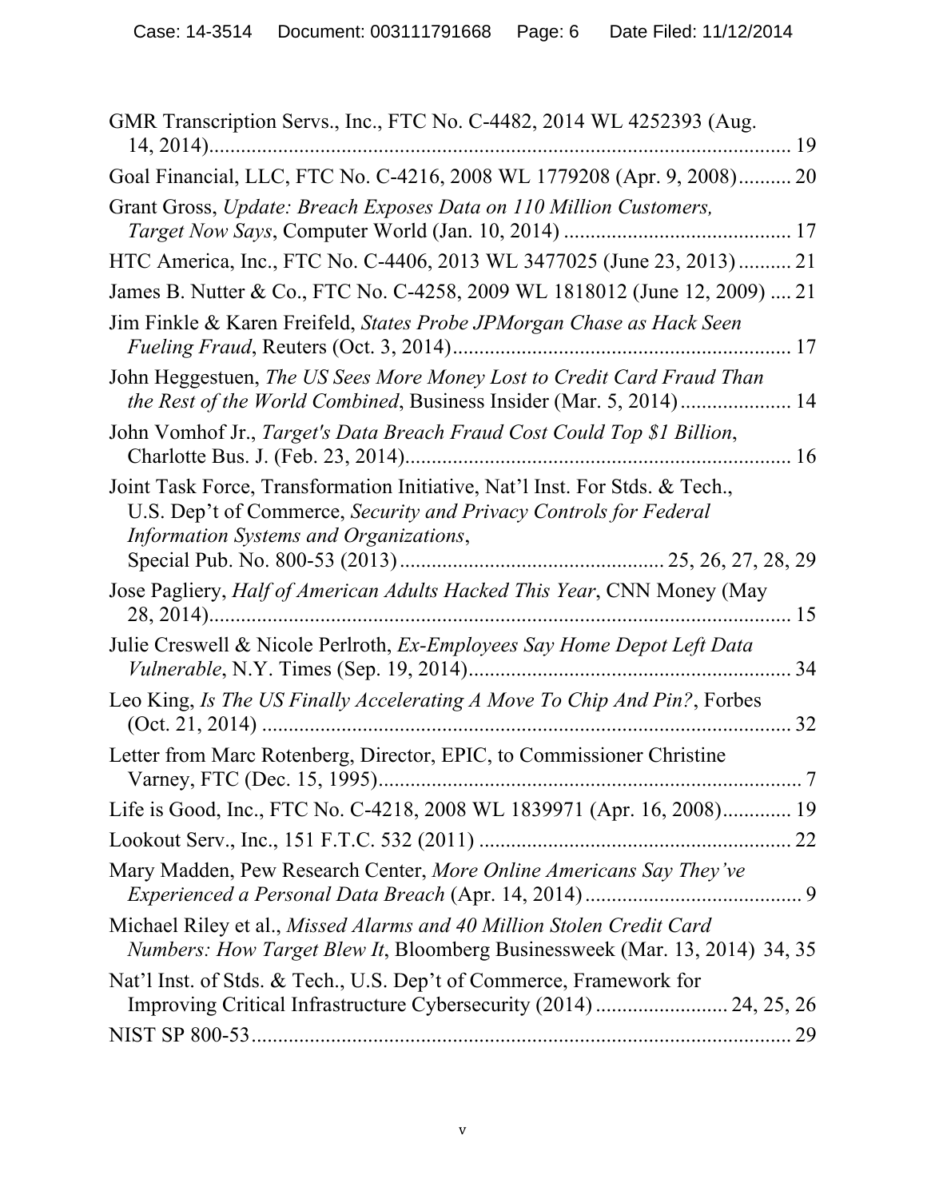GMR Transcription Servs., Inc., FTC No. C-4482, 2014 WL 4252393 (Aug. 14, 2014)............................................................................................................ 19

Goal Financial, LLC, FTC No. C-4216, 2008 WL 1779208 (Apr. 9, 2008).......... 20

Grant Gross, *Update: Breach Exposes Data on 110 Million Customers, Target Now Says*, Computer World (Jan. 10, 2014) .......................................... 17

HTC America, Inc., FTC No. C-4406, 2013 WL 3477025 (June 23, 2013) .......... 21

James B. Nutter & Co., FTC No. C-4258, 2009 WL 1818012 (June 12, 2009) .... 21

Jim Finkle & Karen Freifeld, *States Probe JPMorgan Chase as Hack Seen Fueling Fraud*, Reuters (Oct. 3, 2014)............................................................... 17

John Heggestuen, *The US Sees More Money Lost to Credit Card Fraud Than the Rest of the World Combined*, Business Insider (Mar. 5, 2014) ..................... 14

John Vomhof Jr., *Target's Data Breach Fraud Cost Could Top $1 Billion*, Charlotte Bus. J. (Feb. 23, 2014)......................................................................... 16

Joint Task Force, Transformation Initiative, Nat'l Inst. For Stds. & Tech., U.S. Dep't of Commerce, *Security and Privacy Controls for Federal Information Systems and Organizations*, Special Pub. No. 800-53 (2013) ................................................ 25, 26, 27, 28, 29

Jose Pagliery, *Half of American Adults Hacked This Year*, CNN Money (May 28, 2014)........................................................................................................... 15

Julie Creswell & Nicole Perlroth, *Ex-Employees Say Home Depot Left Data Vulnerable*, N.Y. Times (Sep. 19, 2014)............................................................ 34

Leo King, *Is The US Finally Accelerating A Move To Chip And Pin?*, Forbes (Oct. 21, 2014) ................................................................................................... 32

Letter from Marc Rotenberg, Director, EPIC, to Commissioner Christine Varney, FTC (Dec. 15, 1995)............................................................................... 7

Life is Good, Inc., FTC No. C-4218, 2008 WL 1839971 (Apr. 16, 2008)............. 19

Lookout Serv., Inc., 151 F.T.C. 532 (2011) .......................................................... 22

Mary Madden, Pew Research Center, *More Online Americans Say They've Experienced a Personal Data Breach* (Apr. 14, 2014) ......................................... 9

Michael Riley et al., *Missed Alarms and 40 Million Stolen Credit Card Numbers: How Target Blew It*, Bloomberg Businessweek (Mar. 13, 2014) 34, 35

Nat'l Inst. of Stds. & Tech., U.S. Dep't of Commerce, Framework for Improving Critical Infrastructure Cybersecurity (2014) ........................ 24, 25, 26

NIST SP 800-53...................................................................................................... 29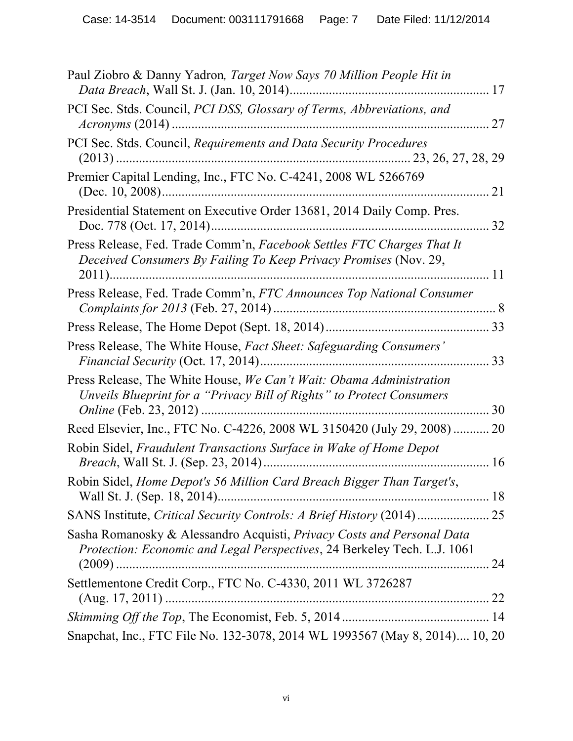Paul Ziobro & Danny Yadron*, Target Now Says 70 Million People Hit in Data Breach*, Wall St. J. (Jan. 10, 2014)............................................................ 17

PCI Sec. Stds. Council, *PCI DSS, Glossary of Terms, Abbreviations, and Acronyms* (2014) ................................................................................................. 27

PCI Sec. Stds. Council, *Requirements and Data Security Procedures* (2013) ........................................................................... 23, 26, 27, 28, 29

Premier Capital Lending, Inc., FTC No. C-4241, 2008 WL 5266769 (Dec. 10, 2008)................................................................................................... 21

Presidential Statement on Executive Order 13681, 2014 Daily Comp. Pres. Doc. 778 (Oct. 17, 2014).................................................................................... 32

Press Release, Fed. Trade Comm'n, *Facebook Settles FTC Charges That It Deceived Consumers By Failing To Keep Privacy Promises* (Nov. 29, 2011).................................................................................................................... 11

Press Release, Fed. Trade Comm'n, *FTC Announces Top National Consumer Complaints for 2013* (Feb. 27, 2014) .................................................................... 8

Press Release, The Home Depot (Sept. 18, 2014)................................................. 33

Press Release, The White House, *Fact Sheet: Safeguarding Consumers' Financial Security* (Oct. 17, 2014)..................................................................... 33

Press Release, The White House, *We Can't Wait: Obama Administration Unveils Blueprint for a "Privacy Bill of Rights" to Protect Consumers Online* (Feb. 23, 2012) ....................................................................................... 30

Reed Elsevier, Inc., FTC No. C-4226, 2008 WL 3150420 (July 29, 2008) ........... 20

Robin Sidel, *Fraudulent Transactions Surface in Wake of Home Depot Breach*, Wall St. J. (Sep. 23, 2014).................................................................... 16

Robin Sidel, *Home Depot's 56 Million Card Breach Bigger Than Target's*, Wall St. J. (Sep. 18, 2014)................................................................................... 18

SANS Institute, *Critical Security Controls: A Brief History* (2014)...................... 25

Sasha Romanosky & Alessandro Acquisti, *Privacy Costs and Personal Data Protection: Economic and Legal Perspectives*, 24 Berkeley Tech. L.J. 1061 (2009) ................................................................................................................... 24

Settlementone Credit Corp., FTC No. C-4330, 2011 WL 3726287 (Aug. 17, 2011) ................................................................................................... 22

*Skimming Off the Top*, The Economist, Feb. 5, 2014 ............................................ 14

Snapchat, Inc., FTC File No. 132-3078, 2014 WL 1993567 (May 8, 2014).... 10, 20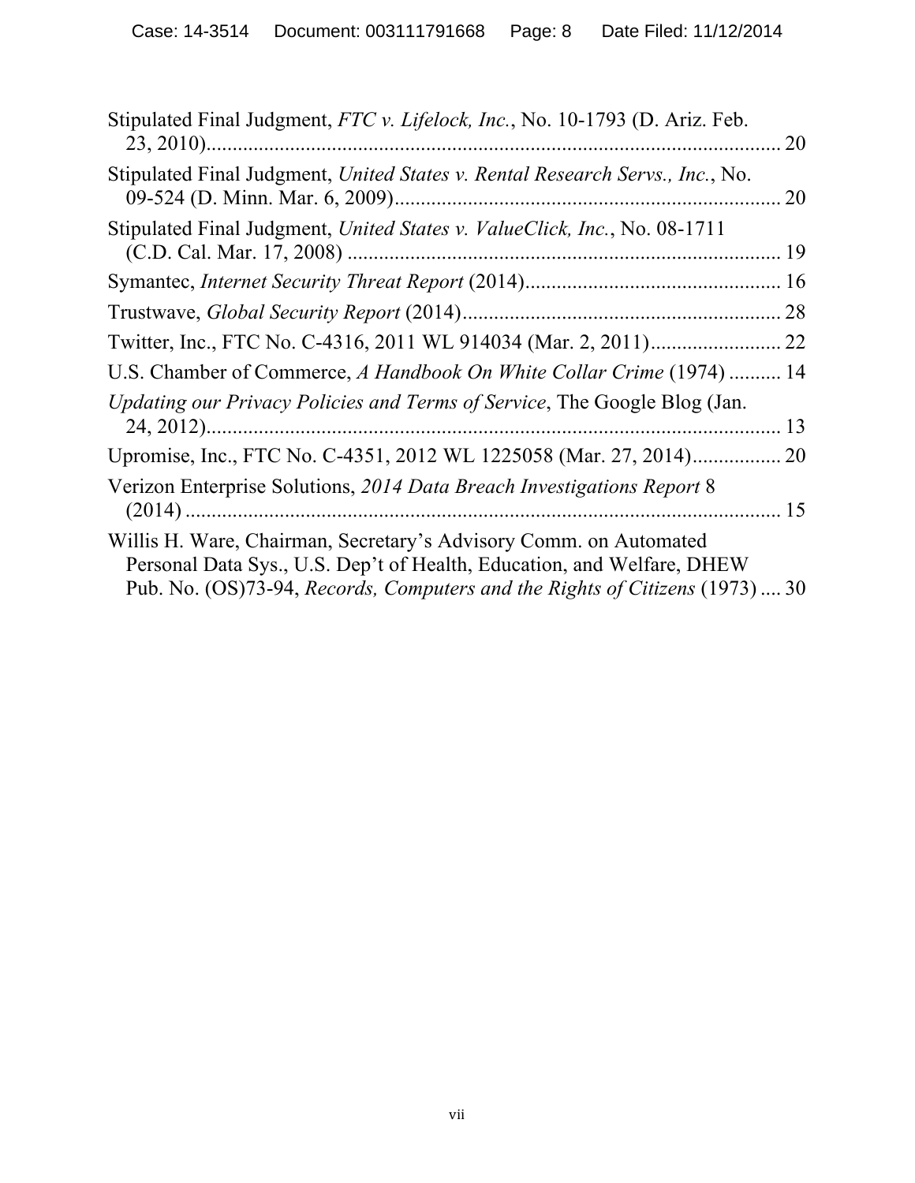Stipulated Final Judgment, *FTC v. Lifelock, Inc.*, No. 10-1793 (D. Ariz. Feb. 23, 2010)............................................................................................................. 20

Stipulated Final Judgment, *United States v. Rental Research Servs., Inc.*, No. 09-524 (D. Minn. Mar. 6, 2009)......................................................................... 20

Stipulated Final Judgment, *United States v. ValueClick, Inc.*, No. 08-1711 (C.D. Cal. Mar. 17, 2008) .................................................................................. 19

Symantec, *Internet Security Threat Report* (2014)................................................ 16

Trustwave, *Global Security Report* (2014)............................................................ 28

Twitter, Inc., FTC No. C-4316, 2011 WL 914034 (Mar. 2, 2011)......................... 22

U.S. Chamber of Commerce, *A Handbook On White Collar Crime* (1974) .......... 14

*Updating our Privacy Policies and Terms of Service*, The Google Blog (Jan. 24, 2012)............................................................................................................. 13

Upromise, Inc., FTC No. C-4351, 2012 WL 1225058 (Mar. 27, 2014)................. 20

Verizon Enterprise Solutions, *2014 Data Breach Investigations Report* 8 (2014) .................................................................................................................. 15

Willis H. Ware, Chairman, Secretary's Advisory Comm. on Automated Personal Data Sys., U.S. Dep't of Health, Education, and Welfare, DHEW Pub. No. (OS)73-94, *Records, Computers and the Rights of Citizens* (1973) .... 30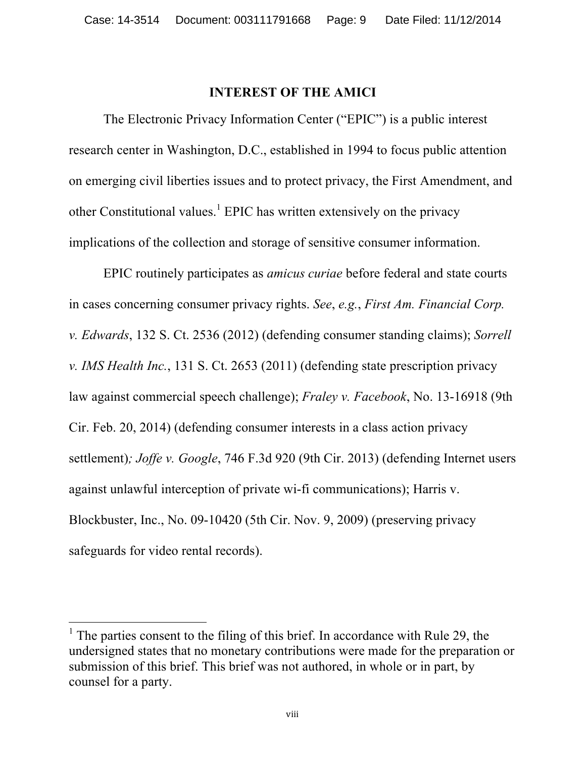## INTEREST OF THE AMICI

The Electronic Privacy Information Center ("EPIC") is a public interest research center in Washington, D.C., established in 1994 to focus public attention on emerging civil liberties issues and to protect privacy, the First Amendment, and other Constitutional values.[1] EPIC has written extensively on the privacy implications of the collection and storage of sensitive consumer information.

EPIC routinely participates as *amicus curiae* before federal and state courts in cases concerning consumer privacy rights. *See*, *e.g.*, *First Am. Financial Corp. v. Edwards*, 132 S. Ct. 2536 (2012) (defending consumer standing claims); *Sorrell v. IMS Health Inc.*, 131 S. Ct. 2653 (2011) (defending state prescription privacy law against commercial speech challenge); *Fraley v. Facebook*, No. 13-16918 (9th Cir. Feb. 20, 2014) (defending consumer interests in a class action privacy settlement)*; Joffe v. Google*, 746 F.3d 920 (9th Cir. 2013) (defending Internet users against unlawful interception of private wi-fi communications); Harris v. Blockbuster, Inc., No. 09-10420 (5th Cir. Nov. 9, 2009) (preserving privacy safeguards for video rental records).

---

[1] The parties consent to the filing of this brief. In accordance with Rule 29, the undersigned states that no monetary contributions were made for the preparation or submission of this brief. This brief was not authored, in whole or in part, by counsel for a party.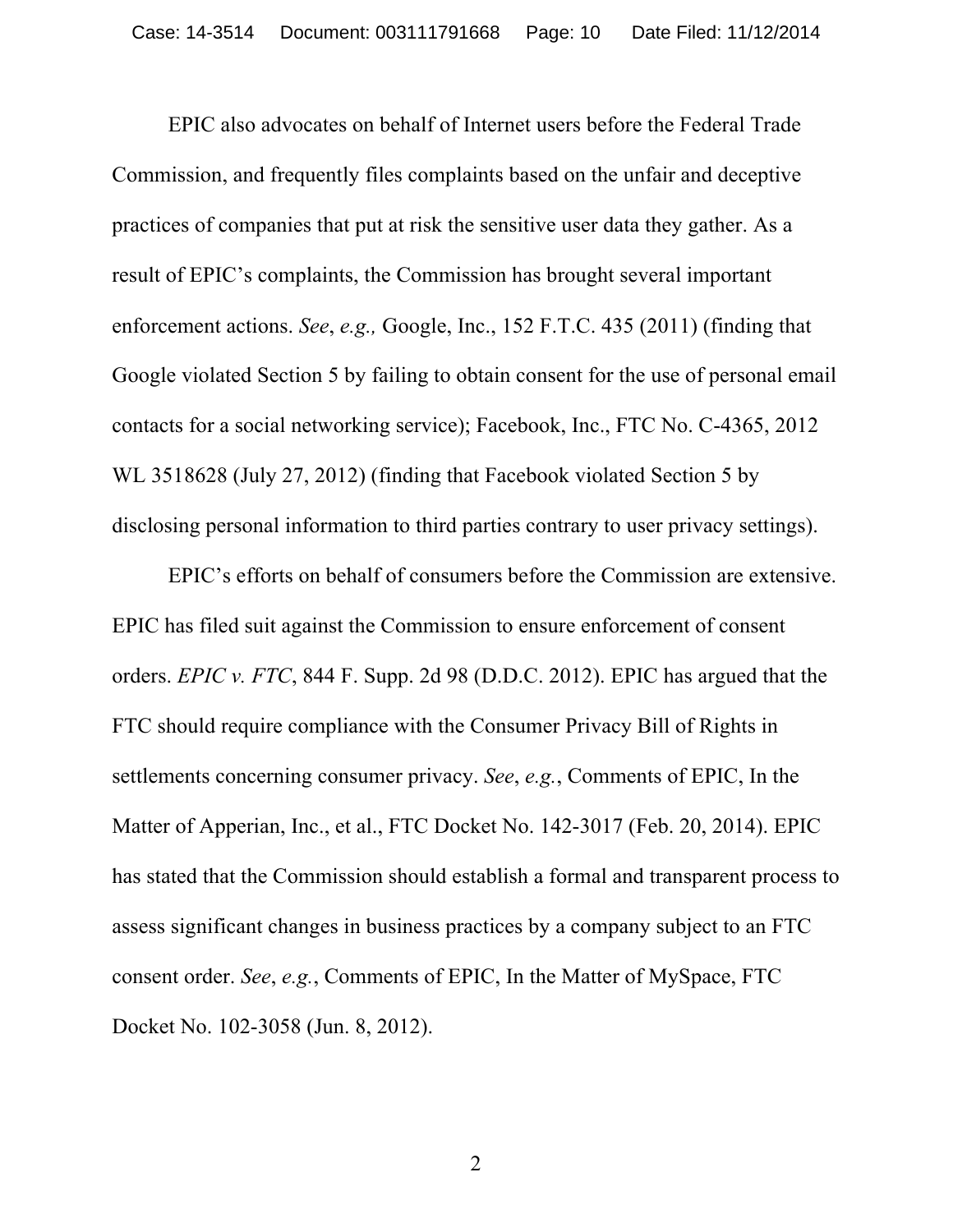EPIC also advocates on behalf of Internet users before the Federal Trade Commission, and frequently files complaints based on the unfair and deceptive practices of companies that put at risk the sensitive user data they gather. As a result of EPIC's complaints, the Commission has brought several important enforcement actions. *See*, *e.g.,* Google, Inc., 152 F.T.C. 435 (2011) (finding that Google violated Section 5 by failing to obtain consent for the use of personal email contacts for a social networking service); Facebook, Inc., FTC No. C-4365, 2012 WL 3518628 (July 27, 2012) (finding that Facebook violated Section 5 by disclosing personal information to third parties contrary to user privacy settings).

EPIC's efforts on behalf of consumers before the Commission are extensive. EPIC has filed suit against the Commission to ensure enforcement of consent orders. *EPIC v. FTC*, 844 F. Supp. 2d 98 (D.D.C. 2012). EPIC has argued that the FTC should require compliance with the Consumer Privacy Bill of Rights in settlements concerning consumer privacy. *See*, *e.g.*, Comments of EPIC, In the Matter of Apperian, Inc., et al., FTC Docket No. 142-3017 (Feb. 20, 2014). EPIC has stated that the Commission should establish a formal and transparent process to assess significant changes in business practices by a company subject to an FTC consent order. *See*, *e.g.*, Comments of EPIC, In the Matter of MySpace, FTC Docket No. 102-3058 (Jun. 8, 2012).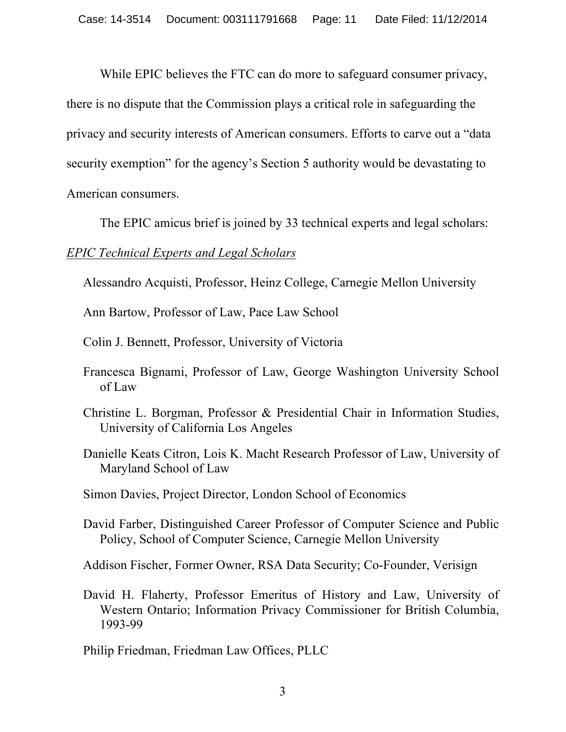While EPIC believes the FTC can do more to safeguard consumer privacy, there is no dispute that the Commission plays a critical role in safeguarding the privacy and security interests of American consumers. Efforts to carve out a "data security exemption" for the agency's Section 5 authority would be devastating to American consumers.

The EPIC amicus brief is joined by 33 technical experts and legal scholars:

*EPIC Technical Experts and Legal Scholars*

Alessandro Acquisti, Professor, Heinz College, Carnegie Mellon University

Ann Bartow, Professor of Law, Pace Law School

Colin J. Bennett, Professor, University of Victoria

Francesca Bignami, Professor of Law, George Washington University School of Law

Christine L. Borgman, Professor & Presidential Chair in Information Studies, University of California Los Angeles

Danielle Keats Citron, Lois K. Macht Research Professor of Law, University of Maryland School of Law

Simon Davies, Project Director, London School of Economics

David Farber, Distinguished Career Professor of Computer Science and Public Policy, School of Computer Science, Carnegie Mellon University

Addison Fischer, Former Owner, RSA Data Security; Co-Founder, Verisign

David H. Flaherty, Professor Emeritus of History and Law, University of Western Ontario; Information Privacy Commissioner for British Columbia, 1993-99

Philip Friedman, Friedman Law Offices, PLLC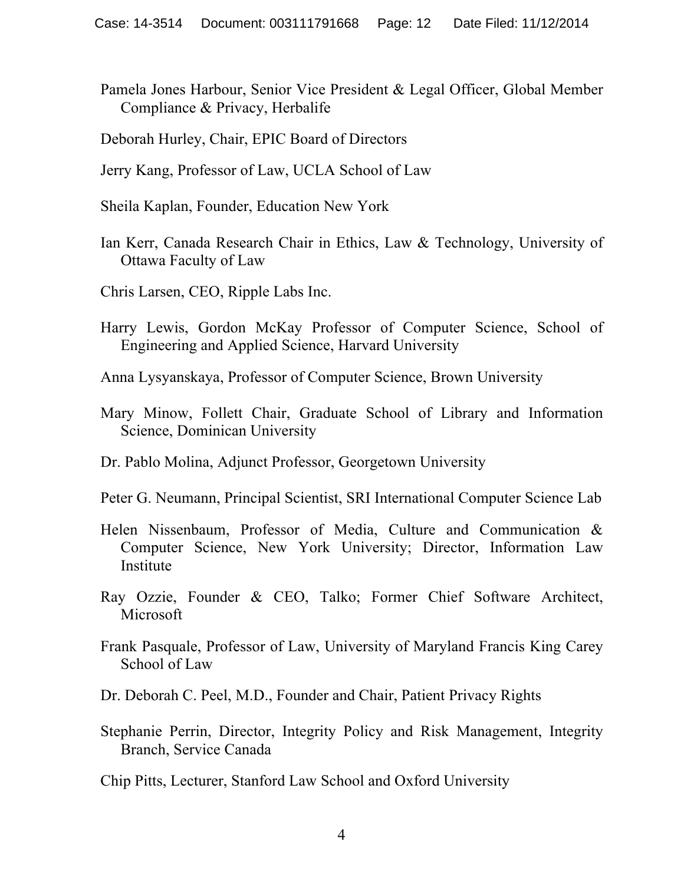Pamela Jones Harbour, Senior Vice President & Legal Officer, Global Member Compliance & Privacy, Herbalife

Deborah Hurley, Chair, EPIC Board of Directors

Jerry Kang, Professor of Law, UCLA School of Law

Sheila Kaplan, Founder, Education New York

Ian Kerr, Canada Research Chair in Ethics, Law & Technology, University of Ottawa Faculty of Law

Chris Larsen, CEO, Ripple Labs Inc.

Harry Lewis, Gordon McKay Professor of Computer Science, School of Engineering and Applied Science, Harvard University

Anna Lysyanskaya, Professor of Computer Science, Brown University

Mary Minow, Follett Chair, Graduate School of Library and Information Science, Dominican University

Dr. Pablo Molina, Adjunct Professor, Georgetown University

Peter G. Neumann, Principal Scientist, SRI International Computer Science Lab

Helen Nissenbaum, Professor of Media, Culture and Communication & Computer Science, New York University; Director, Information Law Institute

Ray Ozzie, Founder & CEO, Talko; Former Chief Software Architect, Microsoft

Frank Pasquale, Professor of Law, University of Maryland Francis King Carey School of Law

Dr. Deborah C. Peel, M.D., Founder and Chair, Patient Privacy Rights

Stephanie Perrin, Director, Integrity Policy and Risk Management, Integrity Branch, Service Canada

Chip Pitts, Lecturer, Stanford Law School and Oxford University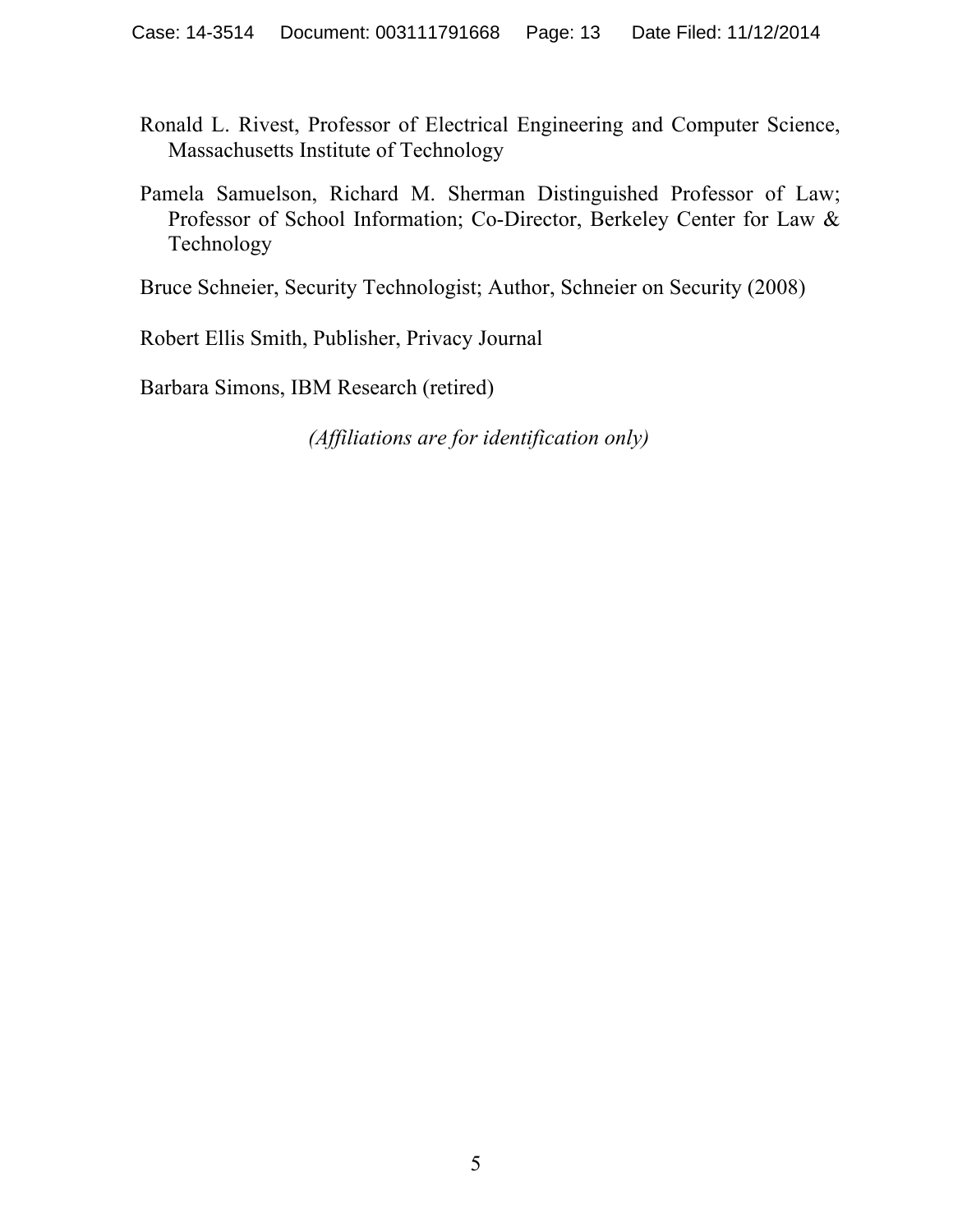Ronald L. Rivest, Professor of Electrical Engineering and Computer Science, Massachusetts Institute of Technology

Pamela Samuelson, Richard M. Sherman Distinguished Professor of Law; Professor of School Information; Co-Director, Berkeley Center for Law & Technology

Bruce Schneier, Security Technologist; Author, Schneier on Security (2008)

Robert Ellis Smith, Publisher, Privacy Journal

Barbara Simons, IBM Research (retired)

*(Affiliations are for identification only)*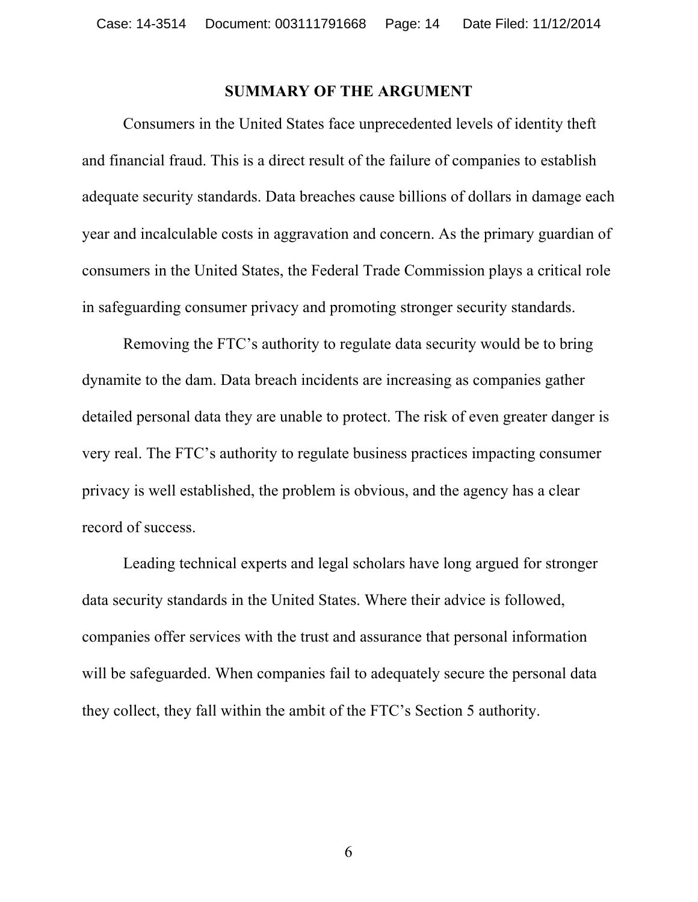## SUMMARY OF THE ARGUMENT

Consumers in the United States face unprecedented levels of identity theft and financial fraud. This is a direct result of the failure of companies to establish adequate security standards. Data breaches cause billions of dollars in damage each year and incalculable costs in aggravation and concern. As the primary guardian of consumers in the United States, the Federal Trade Commission plays a critical role in safeguarding consumer privacy and promoting stronger security standards.

Removing the FTC's authority to regulate data security would be to bring dynamite to the dam. Data breach incidents are increasing as companies gather detailed personal data they are unable to protect. The risk of even greater danger is very real. The FTC's authority to regulate business practices impacting consumer privacy is well established, the problem is obvious, and the agency has a clear record of success.

Leading technical experts and legal scholars have long argued for stronger data security standards in the United States. Where their advice is followed, companies offer services with the trust and assurance that personal information will be safeguarded. When companies fail to adequately secure the personal data they collect, they fall within the ambit of the FTC's Section 5 authority.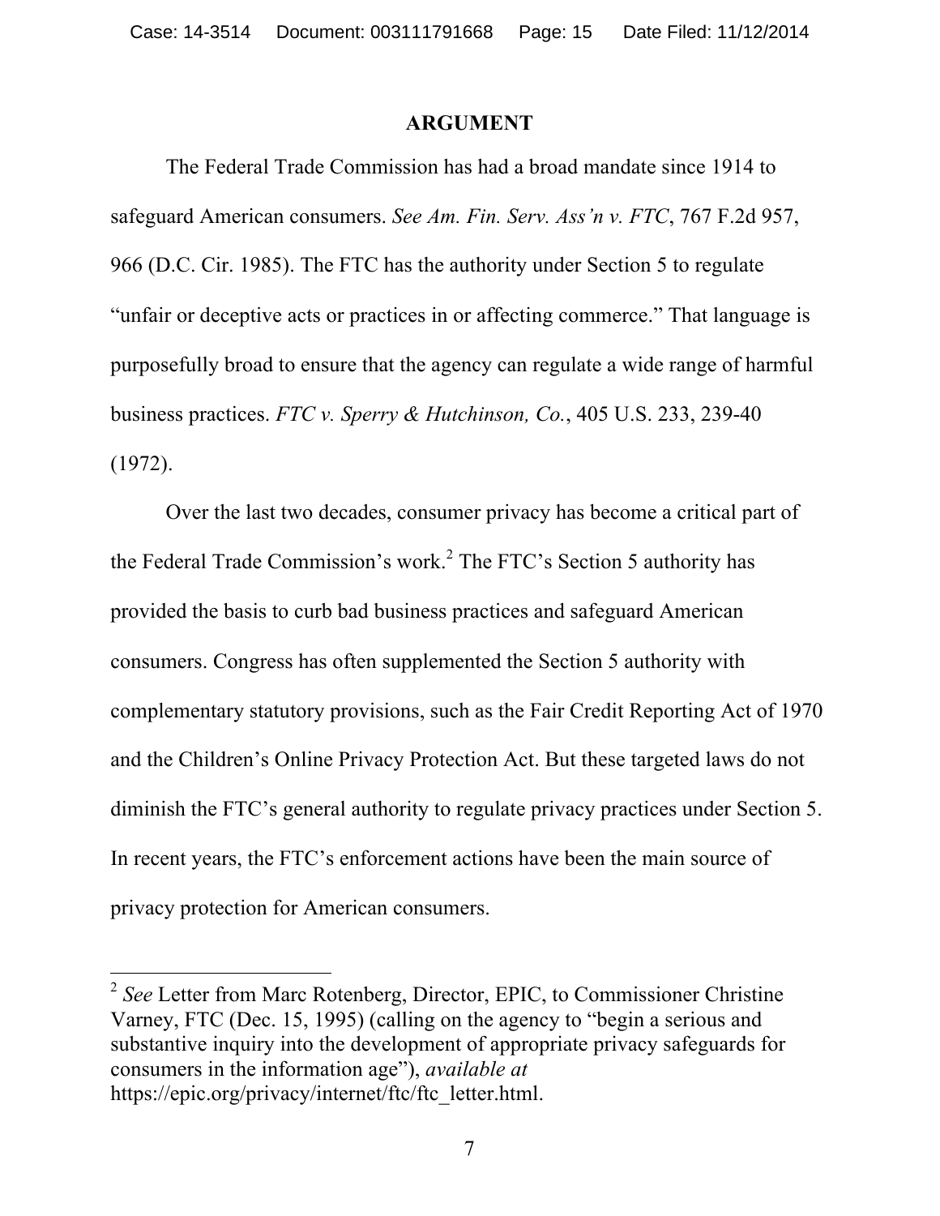# ARGUMENT

The Federal Trade Commission has had a broad mandate since 1914 to safeguard American consumers. *See Am. Fin. Serv. Ass'n v. FTC*, 767 F.2d 957, 966 (D.C. Cir. 1985). The FTC has the authority under Section 5 to regulate "unfair or deceptive acts or practices in or affecting commerce." That language is purposefully broad to ensure that the agency can regulate a wide range of harmful business practices. *FTC v. Sperry & Hutchinson, Co.*, 405 U.S. 233, 239-40 (1972).

Over the last two decades, consumer privacy has become a critical part of the Federal Trade Commission's work.[2] The FTC's Section 5 authority has provided the basis to curb bad business practices and safeguard American consumers. Congress has often supplemented the Section 5 authority with complementary statutory provisions, such as the Fair Credit Reporting Act of 1970 and the Children's Online Privacy Protection Act. But these targeted laws do not diminish the FTC's general authority to regulate privacy practices under Section 5. In recent years, the FTC's enforcement actions have been the main source of privacy protection for American consumers.

---

[2] *See* Letter from Marc Rotenberg, Director, EPIC, to Commissioner Christine Varney, FTC (Dec. 15, 1995) (calling on the agency to "begin a serious and substantive inquiry into the development of appropriate privacy safeguards for consumers in the information age"), *available at* https://epic.org/privacy/internet/ftc/ftc_letter.html.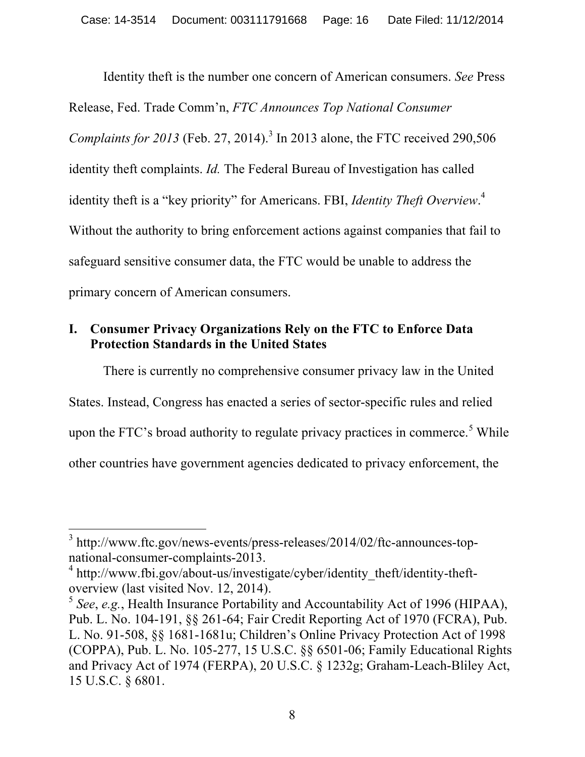Identity theft is the number one concern of American consumers. *See* Press Release, Fed. Trade Comm'n, *FTC Announces Top National Consumer Complaints for 2013* (Feb. 27, 2014).[3] In 2013 alone, the FTC received 290,506 identity theft complaints. *Id.* The Federal Bureau of Investigation has called identity theft is a "key priority" for Americans. FBI, *Identity Theft Overview*.[4] Without the authority to bring enforcement actions against companies that fail to safeguard sensitive consumer data, the FTC would be unable to address the primary concern of American consumers.

## I. Consumer Privacy Organizations Rely on the FTC to Enforce Data Protection Standards in the United States

There is currently no comprehensive consumer privacy law in the United States. Instead, Congress has enacted a series of sector-specific rules and relied upon the FTC's broad authority to regulate privacy practices in commerce.[5] While other countries have government agencies dedicated to privacy enforcement, the

---

[3] http://www.ftc.gov/news-events/press-releases/2014/02/ftc-announces-top-national-consumer-complaints-2013.

[4] http://www.fbi.gov/about-us/investigate/cyber/identity_theft/identity-theft-overview (last visited Nov. 12, 2014).

[5] *See*, *e.g.*, Health Insurance Portability and Accountability Act of 1996 (HIPAA), Pub. L. No. 104-191, §§ 261-64; Fair Credit Reporting Act of 1970 (FCRA), Pub. L. No. 91-508, §§ 1681-1681u; Children's Online Privacy Protection Act of 1998 (COPPA), Pub. L. No. 105-277, 15 U.S.C. §§ 6501-06; Family Educational Rights and Privacy Act of 1974 (FERPA), 20 U.S.C. § 1232g; Graham-Leach-Bliley Act, 15 U.S.C. § 6801.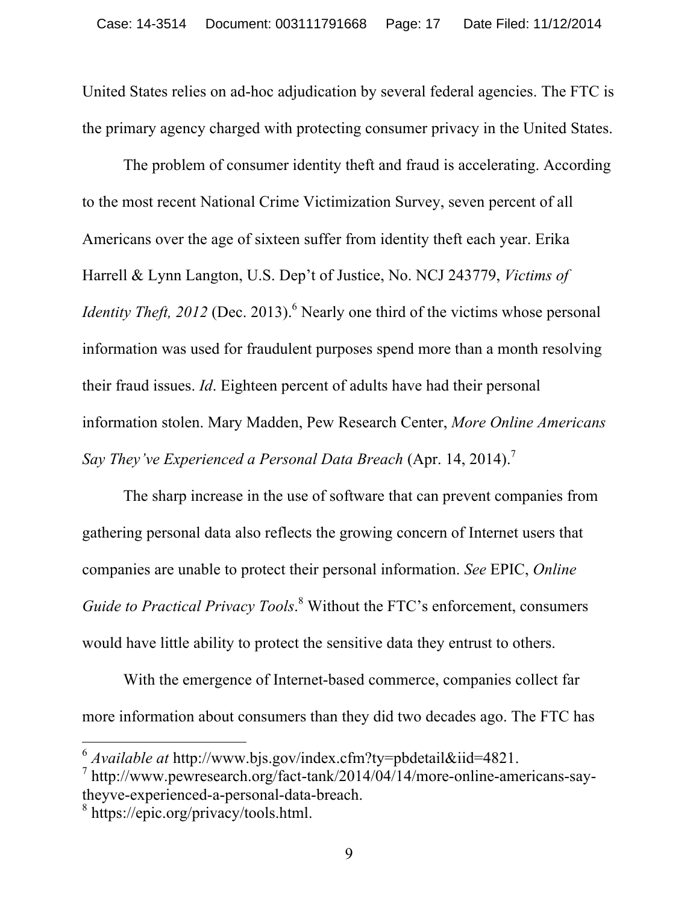United States relies on ad-hoc adjudication by several federal agencies. The FTC is the primary agency charged with protecting consumer privacy in the United States.

The problem of consumer identity theft and fraud is accelerating. According to the most recent National Crime Victimization Survey, seven percent of all Americans over the age of sixteen suffer from identity theft each year. Erika Harrell & Lynn Langton, U.S. Dep't of Justice, No. NCJ 243779, *Victims of Identity Theft, 2012* (Dec. 2013).[6] Nearly one third of the victims whose personal information was used for fraudulent purposes spend more than a month resolving their fraud issues. *Id*. Eighteen percent of adults have had their personal information stolen. Mary Madden, Pew Research Center, *More Online Americans Say They've Experienced a Personal Data Breach* (Apr. 14, 2014).[7]

The sharp increase in the use of software that can prevent companies from gathering personal data also reflects the growing concern of Internet users that companies are unable to protect their personal information. *See* EPIC, *Online Guide to Practical Privacy Tools*.[8] Without the FTC's enforcement, consumers would have little ability to protect the sensitive data they entrust to others.

With the emergence of Internet-based commerce, companies collect far more information about consumers than they did two decades ago. The FTC has

---

[6] *Available at* http://www.bjs.gov/index.cfm?ty=pbdetail&iid=4821.

[7] http://www.pewresearch.org/fact-tank/2014/04/14/more-online-americans-say-theyve-experienced-a-personal-data-breach.

[8] https://epic.org/privacy/tools.html.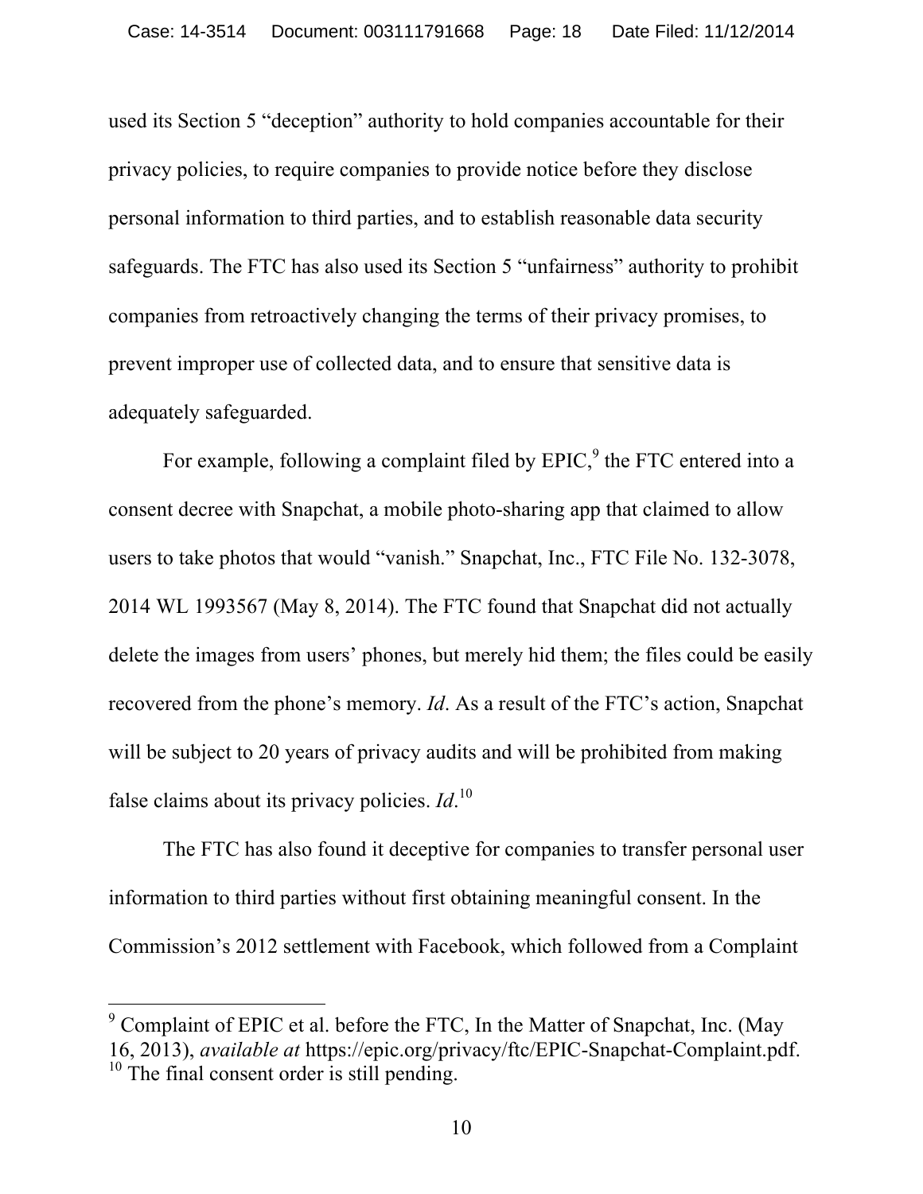used its Section 5 "deception" authority to hold companies accountable for their privacy policies, to require companies to provide notice before they disclose personal information to third parties, and to establish reasonable data security safeguards. The FTC has also used its Section 5 "unfairness" authority to prohibit companies from retroactively changing the terms of their privacy promises, to prevent improper use of collected data, and to ensure that sensitive data is adequately safeguarded.

For example, following a complaint filed by EPIC,[9] the FTC entered into a consent decree with Snapchat, a mobile photo-sharing app that claimed to allow users to take photos that would "vanish." Snapchat, Inc., FTC File No. 132-3078, 2014 WL 1993567 (May 8, 2014). The FTC found that Snapchat did not actually delete the images from users' phones, but merely hid them; the files could be easily recovered from the phone's memory. *Id*. As a result of the FTC's action, Snapchat will be subject to 20 years of privacy audits and will be prohibited from making false claims about its privacy policies. *Id*.[10]

The FTC has also found it deceptive for companies to transfer personal user information to third parties without first obtaining meaningful consent. In the Commission's 2012 settlement with Facebook, which followed from a Complaint

---

[9] Complaint of EPIC et al. before the FTC, In the Matter of Snapchat, Inc. (May 16, 2013), *available at* https://epic.org/privacy/ftc/EPIC-Snapchat-Complaint.pdf.

[10] The final consent order is still pending.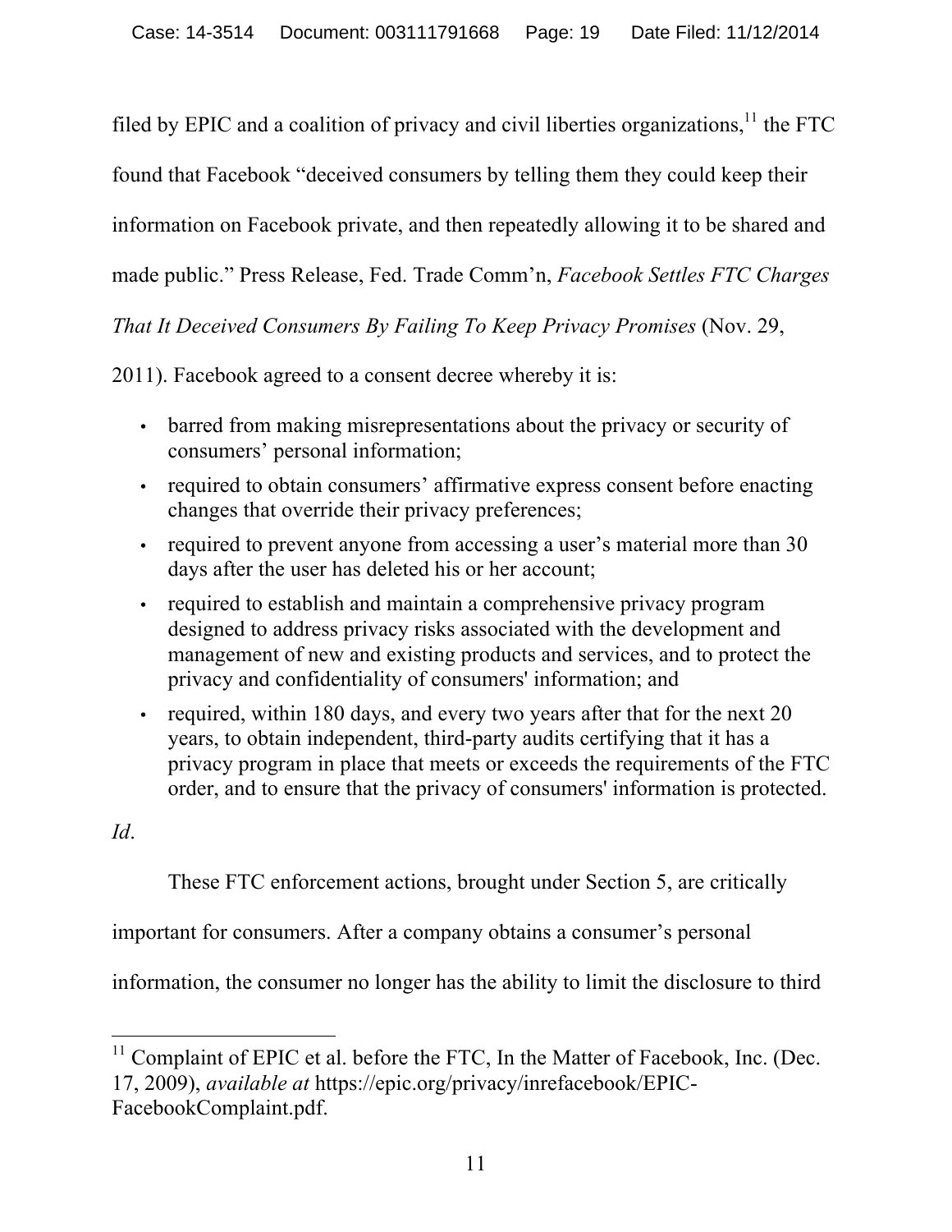filed by EPIC and a coalition of privacy and civil liberties organizations,[11] the FTC found that Facebook "deceived consumers by telling them they could keep their information on Facebook private, and then repeatedly allowing it to be shared and made public." Press Release, Fed. Trade Comm'n, *Facebook Settles FTC Charges That It Deceived Consumers By Failing To Keep Privacy Promises* (Nov. 29, 2011). Facebook agreed to a consent decree whereby it is:

- barred from making misrepresentations about the privacy or security of consumers' personal information;
- required to obtain consumers' affirmative express consent before enacting changes that override their privacy preferences;
- required to prevent anyone from accessing a user's material more than 30 days after the user has deleted his or her account;
- required to establish and maintain a comprehensive privacy program designed to address privacy risks associated with the development and management of new and existing products and services, and to protect the privacy and confidentiality of consumers' information; and
- required, within 180 days, and every two years after that for the next 20 years, to obtain independent, third-party audits certifying that it has a privacy program in place that meets or exceeds the requirements of the FTC order, and to ensure that the privacy of consumers' information is protected.

*Id*.

These FTC enforcement actions, brought under Section 5, are critically important for consumers. After a company obtains a consumer's personal information, the consumer no longer has the ability to limit the disclosure to third

---

[11] Complaint of EPIC et al. before the FTC, In the Matter of Facebook, Inc. (Dec. 17, 2009), *available at* https://epic.org/privacy/inrefacebook/EPIC-FacebookComplaint.pdf.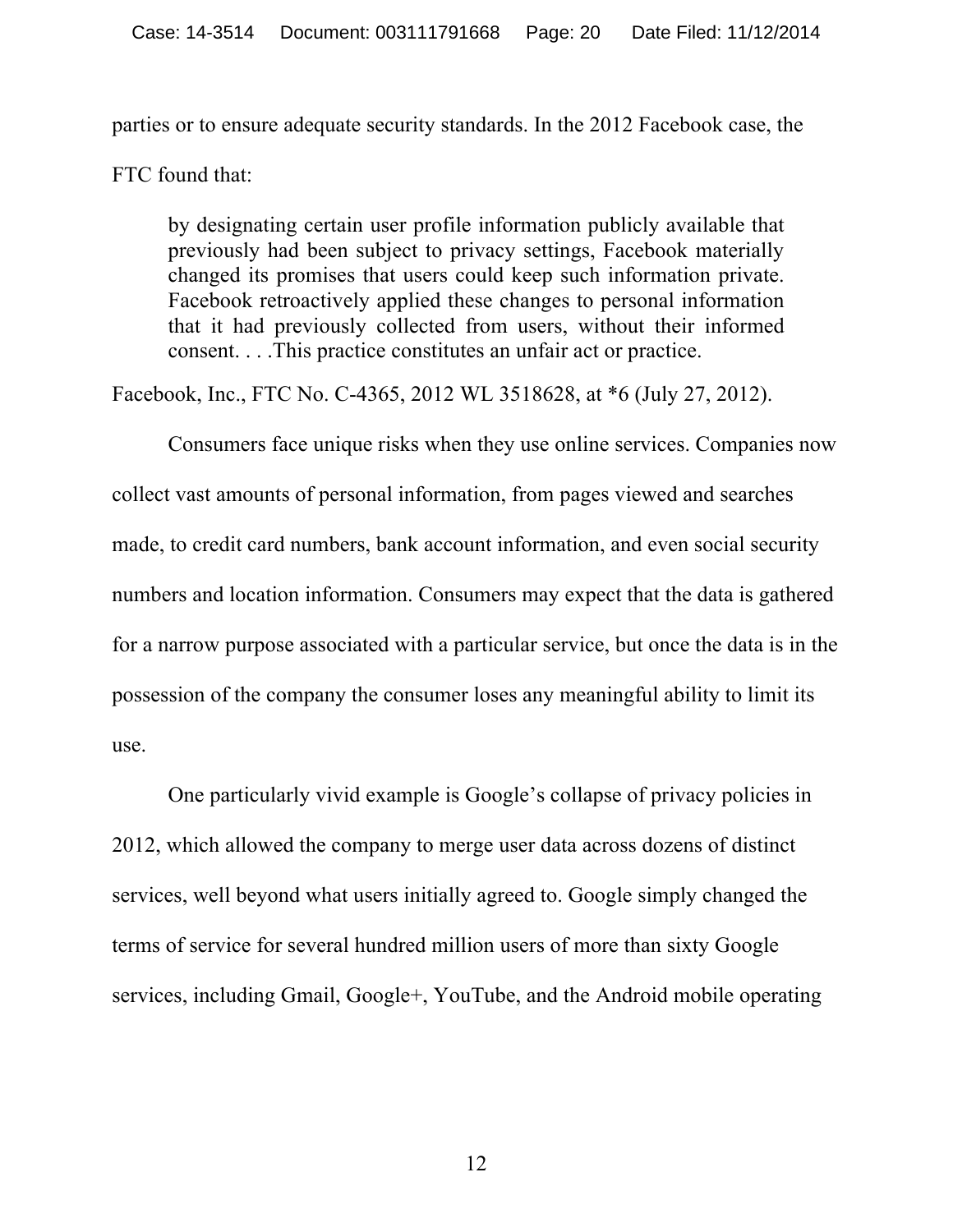parties or to ensure adequate security standards. In the 2012 Facebook case, the FTC found that:

> by designating certain user profile information publicly available that previously had been subject to privacy settings, Facebook materially changed its promises that users could keep such information private. Facebook retroactively applied these changes to personal information that it had previously collected from users, without their informed consent. . . .This practice constitutes an unfair act or practice.

Facebook, Inc., FTC No. C-4365, 2012 WL 3518628, at *6 (July 27, 2012).

Consumers face unique risks when they use online services. Companies now collect vast amounts of personal information, from pages viewed and searches made, to credit card numbers, bank account information, and even social security numbers and location information. Consumers may expect that the data is gathered for a narrow purpose associated with a particular service, but once the data is in the possession of the company the consumer loses any meaningful ability to limit its use.

One particularly vivid example is Google's collapse of privacy policies in 2012, which allowed the company to merge user data across dozens of distinct services, well beyond what users initially agreed to. Google simply changed the terms of service for several hundred million users of more than sixty Google services, including Gmail, Google+, YouTube, and the Android mobile operating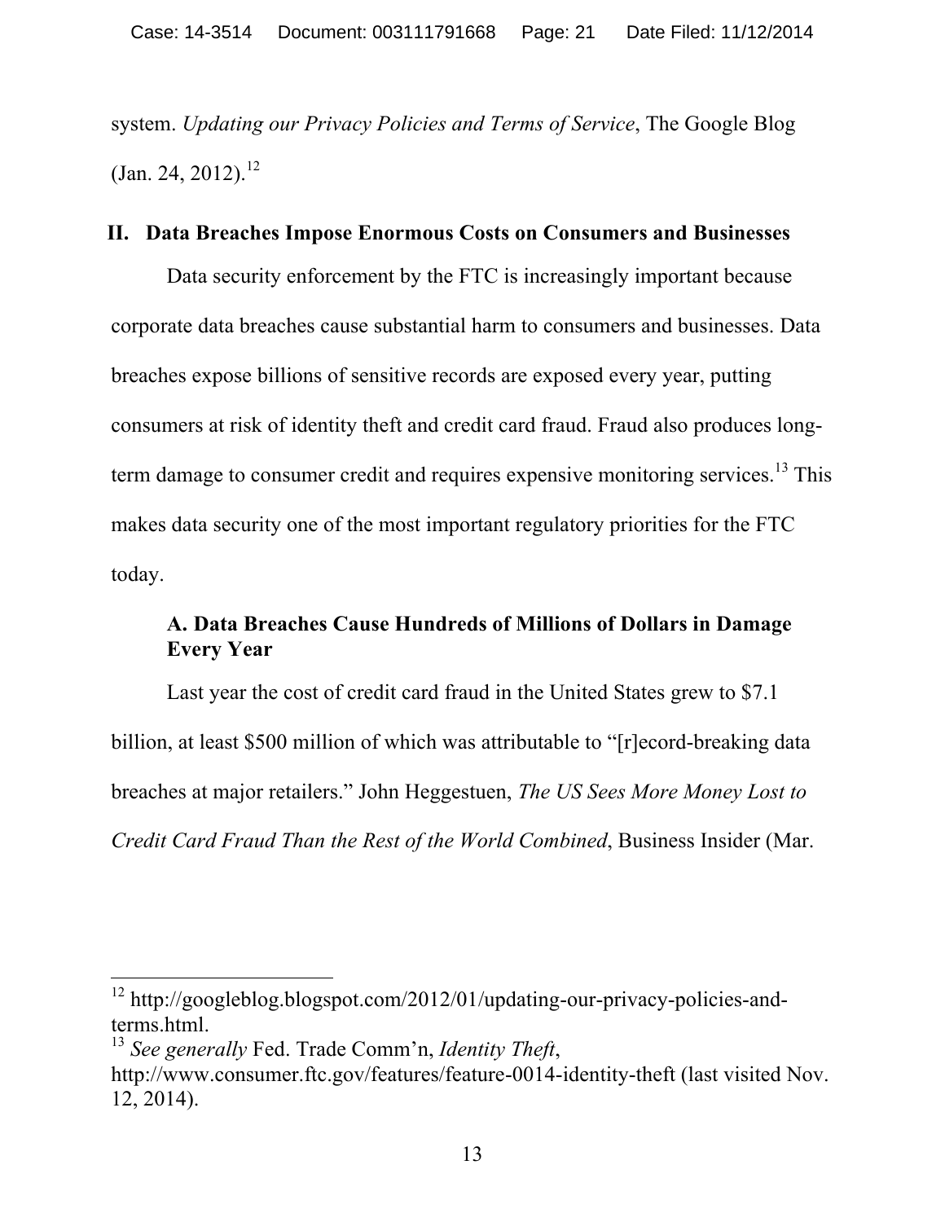system. *Updating our Privacy Policies and Terms of Service*, The Google Blog (Jan. 24, 2012).[12]

## II. Data Breaches Impose Enormous Costs on Consumers and Businesses

Data security enforcement by the FTC is increasingly important because corporate data breaches cause substantial harm to consumers and businesses. Data breaches expose billions of sensitive records are exposed every year, putting consumers at risk of identity theft and credit card fraud. Fraud also produces long-term damage to consumer credit and requires expensive monitoring services.[13] This makes data security one of the most important regulatory priorities for the FTC today.

### A. Data Breaches Cause Hundreds of Millions of Dollars in Damage Every Year

Last year the cost of credit card fraud in the United States grew to $7.1 billion, at least $500 million of which was attributable to "[r]ecord-breaking data breaches at major retailers." John Heggestuen, *The US Sees More Money Lost to Credit Card Fraud Than the Rest of the World Combined*, Business Insider (Mar.

---

[12] http://googleblog.blogspot.com/2012/01/updating-our-privacy-policies-and-terms.html.

[13] *See generally* Fed. Trade Comm'n, *Identity Theft*, http://www.consumer.ftc.gov/features/feature-0014-identity-theft (last visited Nov. 12, 2014).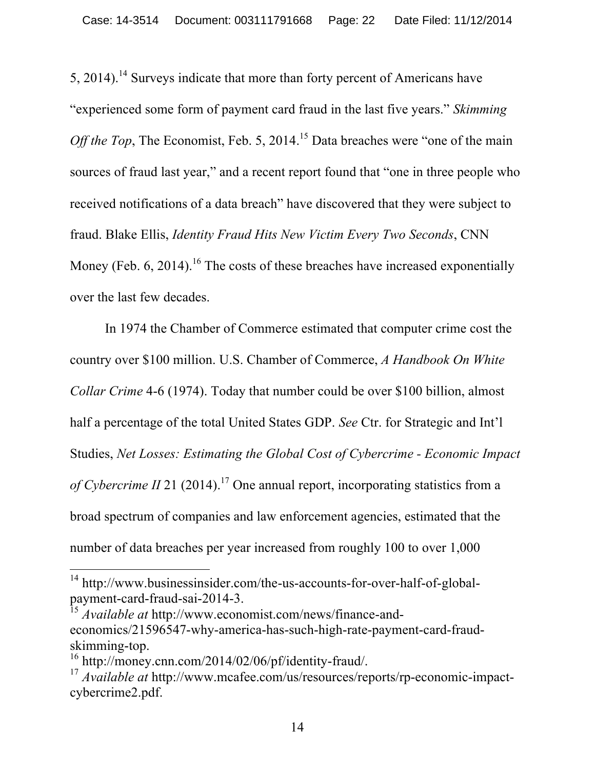5, 2014).[14] Surveys indicate that more than forty percent of Americans have "experienced some form of payment card fraud in the last five years." *Skimming Off the Top*, The Economist, Feb. 5, 2014.[15] Data breaches were "one of the main sources of fraud last year," and a recent report found that "one in three people who received notifications of a data breach" have discovered that they were subject to fraud. Blake Ellis, *Identity Fraud Hits New Victim Every Two Seconds*, CNN Money (Feb. 6, 2014).[16] The costs of these breaches have increased exponentially over the last few decades.

In 1974 the Chamber of Commerce estimated that computer crime cost the country over $100 million. U.S. Chamber of Commerce, *A Handbook On White Collar Crime* 4-6 (1974). Today that number could be over $100 billion, almost half a percentage of the total United States GDP. *See* Ctr. for Strategic and Int'l Studies, *Net Losses: Estimating the Global Cost of Cybercrime - Economic Impact of Cybercrime II* 21 (2014).[17] One annual report, incorporating statistics from a broad spectrum of companies and law enforcement agencies, estimated that the number of data breaches per year increased from roughly 100 to over 1,000

---

[14] http://www.businessinsider.com/the-us-accounts-for-over-half-of-global-payment-card-fraud-sai-2014-3.

[15] *Available at* http://www.economist.com/news/finance-and-economics/21596547-why-america-has-such-high-rate-payment-card-fraud-skimming-top.

[16] http://money.cnn.com/2014/02/06/pf/identity-fraud/.

[17] *Available at* http://www.mcafee.com/us/resources/reports/rp-economic-impact-cybercrime2.pdf.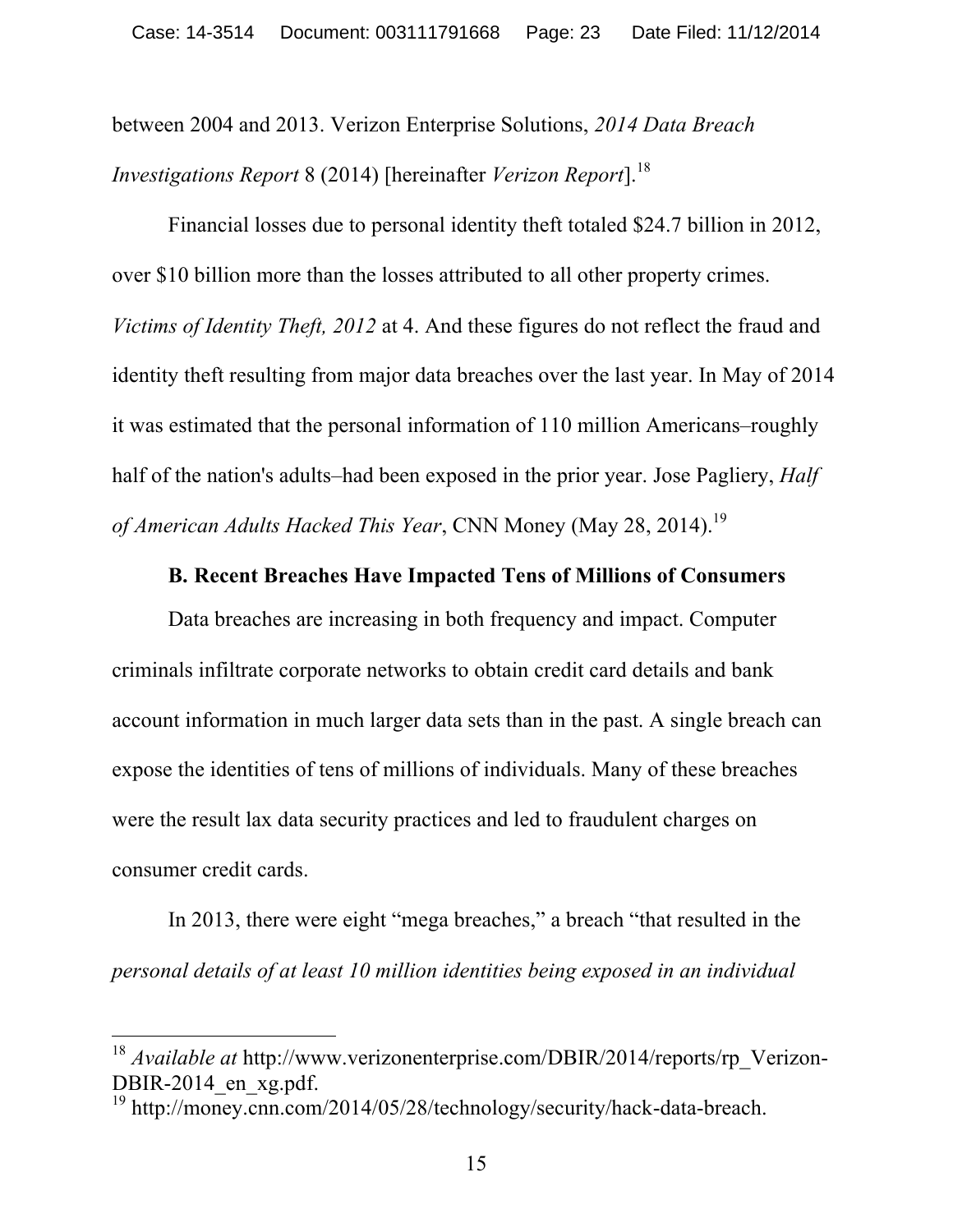between 2004 and 2013. Verizon Enterprise Solutions, *2014 Data Breach Investigations Report* 8 (2014) [hereinafter *Verizon Report*].[18]

Financial losses due to personal identity theft totaled $24.7 billion in 2012, over $10 billion more than the losses attributed to all other property crimes. *Victims of Identity Theft, 2012* at 4. And these figures do not reflect the fraud and identity theft resulting from major data breaches over the last year. In May of 2014 it was estimated that the personal information of 110 million Americans–roughly half of the nation's adults–had been exposed in the prior year. Jose Pagliery, *Half of American Adults Hacked This Year*, CNN Money (May 28, 2014).[19]

### B. Recent Breaches Have Impacted Tens of Millions of Consumers

Data breaches are increasing in both frequency and impact. Computer criminals infiltrate corporate networks to obtain credit card details and bank account information in much larger data sets than in the past. A single breach can expose the identities of tens of millions of individuals. Many of these breaches were the result lax data security practices and led to fraudulent charges on consumer credit cards.

In 2013, there were eight "mega breaches," a breach "that resulted in the *personal details of at least 10 million identities being exposed in an individual*

---

[18] *Available at* http://www.verizonenterprise.com/DBIR/2014/reports/rp_Verizon-DBIR-2014_en_xg.pdf.

[19] http://money.cnn.com/2014/05/28/technology/security/hack-data-breach.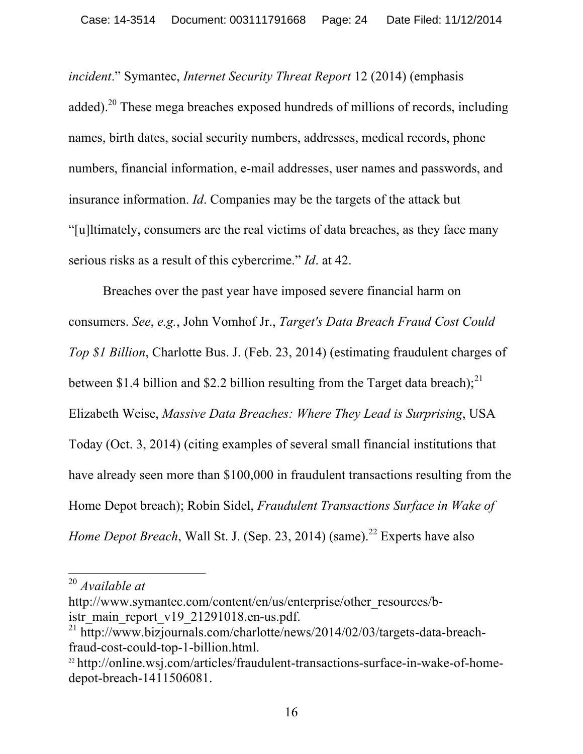*incident*." Symantec, *Internet Security Threat Report* 12 (2014) (emphasis added).[20] These mega breaches exposed hundreds of millions of records, including names, birth dates, social security numbers, addresses, medical records, phone numbers, financial information, e-mail addresses, user names and passwords, and insurance information. *Id*. Companies may be the targets of the attack but "[u]ltimately, consumers are the real victims of data breaches, as they face many serious risks as a result of this cybercrime." *Id*. at 42.

Breaches over the past year have imposed severe financial harm on consumers. *See*, *e.g.*, John Vomhof Jr., *Target's Data Breach Fraud Cost Could Top $1 Billion*, Charlotte Bus. J. (Feb. 23, 2014) (estimating fraudulent charges of between $1.4 billion and $2.2 billion resulting from the Target data breach);[21] Elizabeth Weise, *Massive Data Breaches: Where They Lead is Surprising*, USA Today (Oct. 3, 2014) (citing examples of several small financial institutions that have already seen more than $100,000 in fraudulent transactions resulting from the Home Depot breach); Robin Sidel, *Fraudulent Transactions Surface in Wake of Home Depot Breach*, Wall St. J. (Sep. 23, 2014) (same).[22] Experts have also

---

[20] *Available at* http://www.symantec.com/content/en/us/enterprise/other_resources/b-istr_main_report_v19_21291018.en-us.pdf.

[21] http://www.bizjournals.com/charlotte/news/2014/02/03/targets-data-breach-fraud-cost-could-top-1-billion.html.

[22] http://online.wsj.com/articles/fraudulent-transactions-surface-in-wake-of-home-depot-breach-1411506081.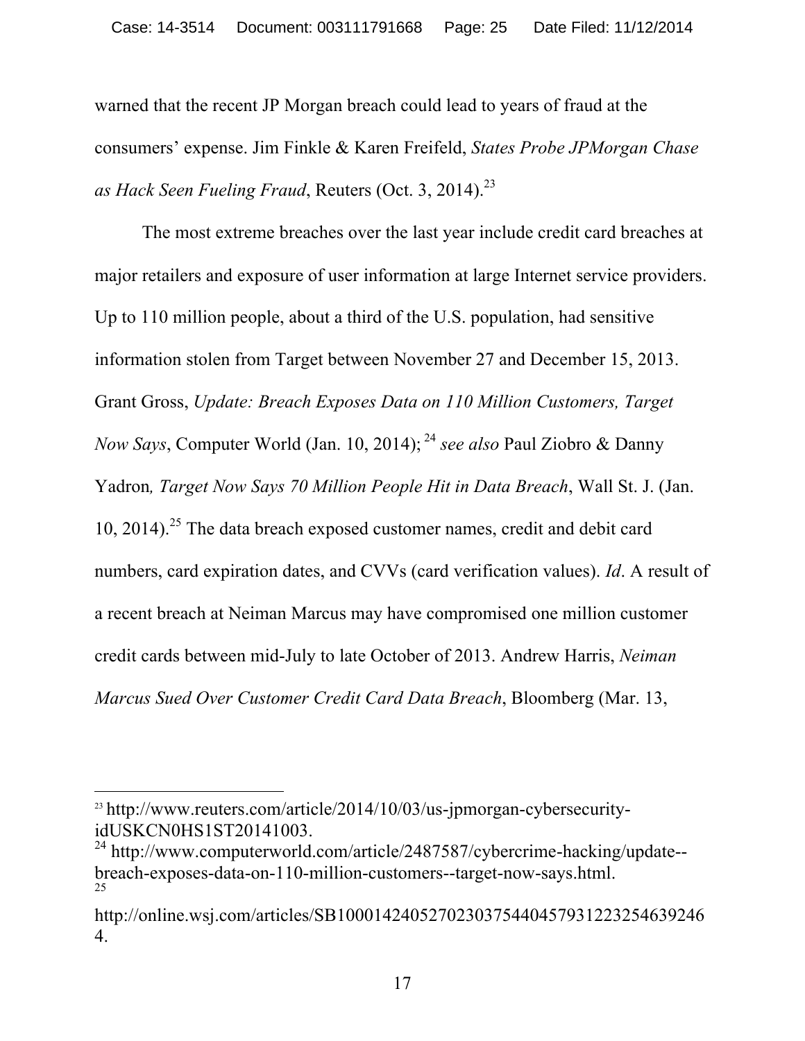warned that the recent JP Morgan breach could lead to years of fraud at the consumers' expense. Jim Finkle & Karen Freifeld, *States Probe JPMorgan Chase as Hack Seen Fueling Fraud*, Reuters (Oct. 3, 2014).[23]

The most extreme breaches over the last year include credit card breaches at major retailers and exposure of user information at large Internet service providers. Up to 110 million people, about a third of the U.S. population, had sensitive information stolen from Target between November 27 and December 15, 2013. Grant Gross, *Update: Breach Exposes Data on 110 Million Customers, Target Now Says*, Computer World (Jan. 10, 2014);[24] *see also* Paul Ziobro & Danny Yadron*, Target Now Says 70 Million People Hit in Data Breach*, Wall St. J. (Jan. 10, 2014).[25] The data breach exposed customer names, credit and debit card numbers, card expiration dates, and CVVs (card verification values). *Id*. A result of a recent breach at Neiman Marcus may have compromised one million customer credit cards between mid-July to late October of 2013. Andrew Harris, *Neiman Marcus Sued Over Customer Credit Card Data Breach*, Bloomberg (Mar. 13,

---

[23] http://www.reuters.com/article/2014/10/03/us-jpmorgan-cybersecurity-idUSKCN0HS1ST20141003.

[24] http://www.computerworld.com/article/2487587/cybercrime-hacking/update--breach-exposes-data-on-110-million-customers--target-now-says.html.

[25] http://online.wsj.com/articles/SB10001424052702303754404579312232546392464.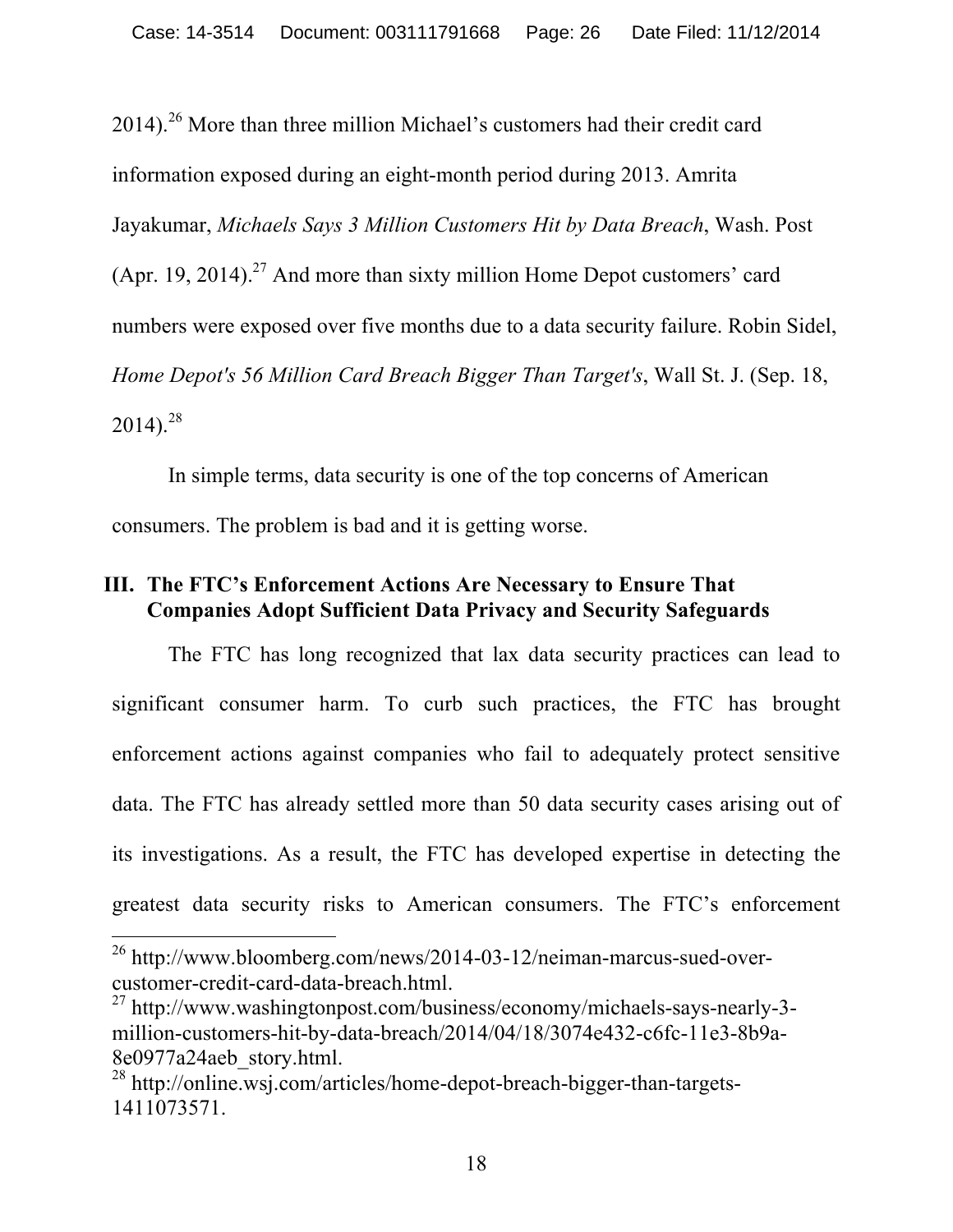2014).[26] More than three million Michael's customers had their credit card information exposed during an eight-month period during 2013. Amrita Jayakumar, *Michaels Says 3 Million Customers Hit by Data Breach*, Wash. Post (Apr. 19, 2014).[27] And more than sixty million Home Depot customers' card numbers were exposed over five months due to a data security failure. Robin Sidel, *Home Depot's 56 Million Card Breach Bigger Than Target's*, Wall St. J. (Sep. 18, 2014).[28]

In simple terms, data security is one of the top concerns of American consumers. The problem is bad and it is getting worse.

## III. The FTC's Enforcement Actions Are Necessary to Ensure That Companies Adopt Sufficient Data Privacy and Security Safeguards

The FTC has long recognized that lax data security practices can lead to significant consumer harm. To curb such practices, the FTC has brought enforcement actions against companies who fail to adequately protect sensitive data. The FTC has already settled more than 50 data security cases arising out of its investigations. As a result, the FTC has developed expertise in detecting the greatest data security risks to American consumers. The FTC's enforcement

---

[26] http://www.bloomberg.com/news/2014-03-12/neiman-marcus-sued-over-customer-credit-card-data-breach.html.

[27] http://www.washingtonpost.com/business/economy/michaels-says-nearly-3-million-customers-hit-by-data-breach/2014/04/18/3074e432-c6fc-11e3-8b9a-8e0977a24aeb_story.html.

[28] http://online.wsj.com/articles/home-depot-breach-bigger-than-targets-1411073571.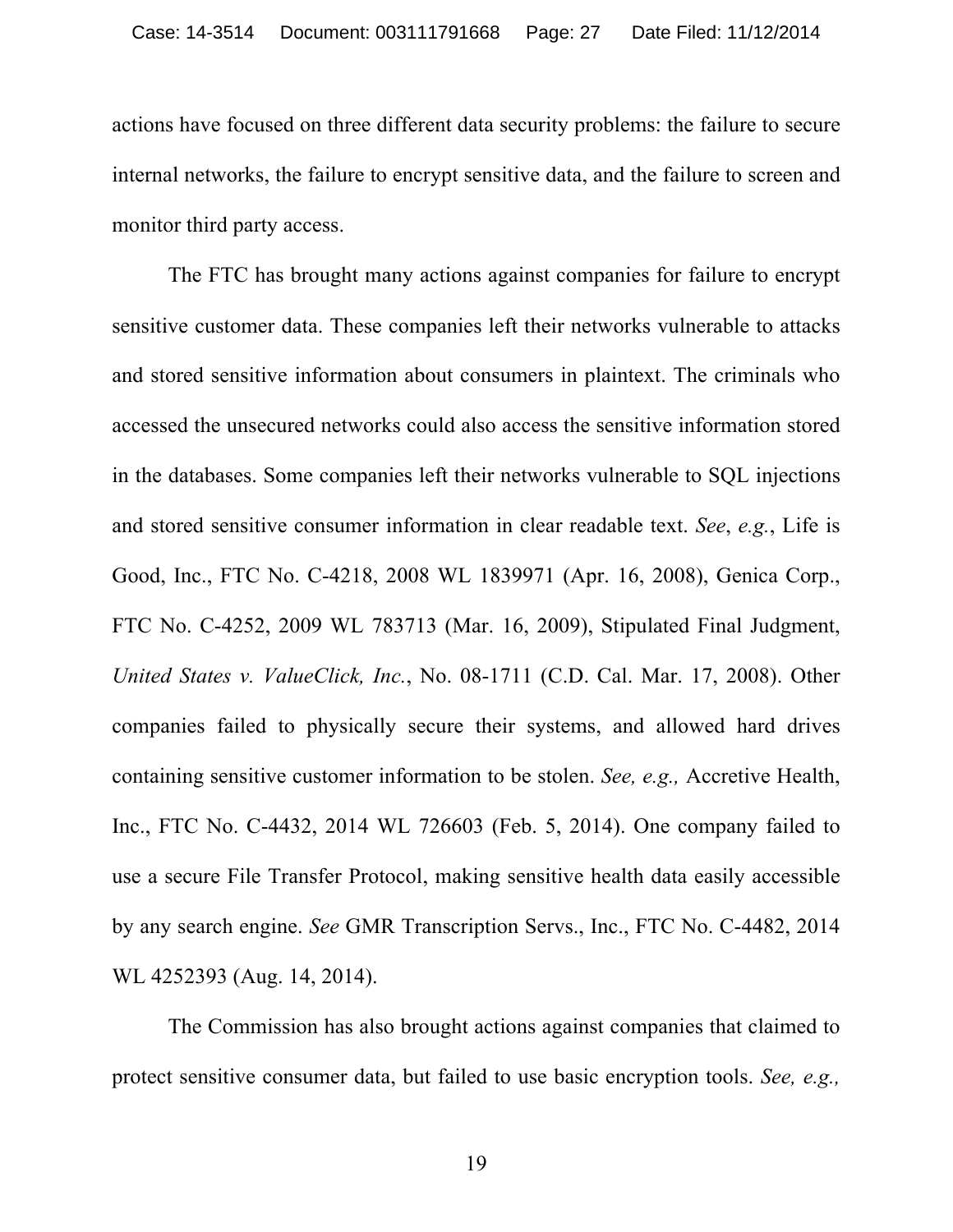actions have focused on three different data security problems: the failure to secure internal networks, the failure to encrypt sensitive data, and the failure to screen and monitor third party access.

The FTC has brought many actions against companies for failure to encrypt sensitive customer data. These companies left their networks vulnerable to attacks and stored sensitive information about consumers in plaintext. The criminals who accessed the unsecured networks could also access the sensitive information stored in the databases. Some companies left their networks vulnerable to SQL injections and stored sensitive consumer information in clear readable text. *See*, *e.g.*, Life is Good, Inc., FTC No. C-4218, 2008 WL 1839971 (Apr. 16, 2008), Genica Corp., FTC No. C-4252, 2009 WL 783713 (Mar. 16, 2009), Stipulated Final Judgment, *United States v. ValueClick, Inc.*, No. 08-1711 (C.D. Cal. Mar. 17, 2008). Other companies failed to physically secure their systems, and allowed hard drives containing sensitive customer information to be stolen. *See, e.g.,* Accretive Health, Inc., FTC No. C-4432, 2014 WL 726603 (Feb. 5, 2014). One company failed to use a secure File Transfer Protocol, making sensitive health data easily accessible by any search engine. *See* GMR Transcription Servs., Inc., FTC No. C-4482, 2014 WL 4252393 (Aug. 14, 2014).

The Commission has also brought actions against companies that claimed to protect sensitive consumer data, but failed to use basic encryption tools. *See, e.g.,*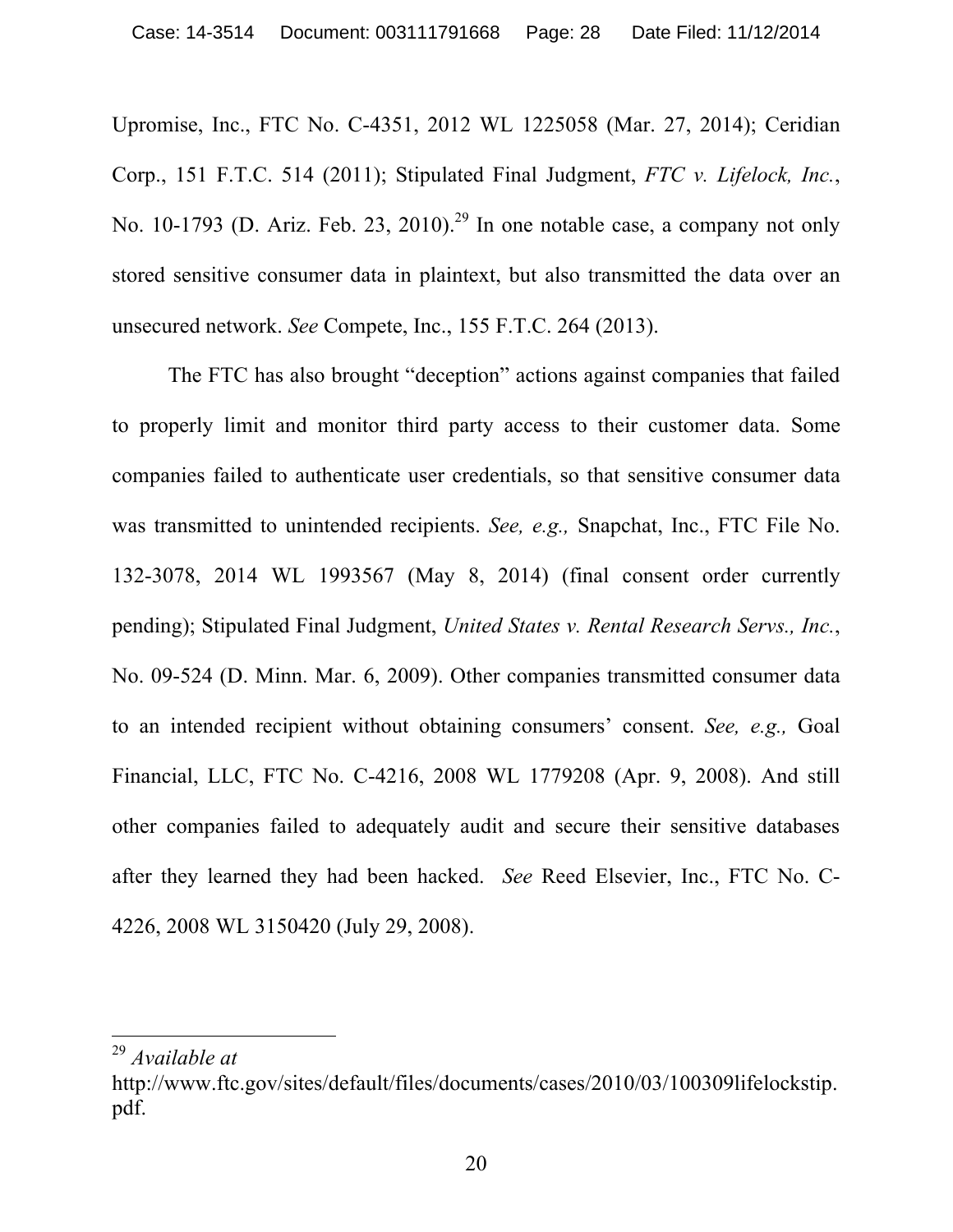Upromise, Inc., FTC No. C-4351, 2012 WL 1225058 (Mar. 27, 2014); Ceridian Corp., 151 F.T.C. 514 (2011); Stipulated Final Judgment, *FTC v. Lifelock, Inc.*, No. 10-1793 (D. Ariz. Feb. 23, 2010).[29] In one notable case, a company not only stored sensitive consumer data in plaintext, but also transmitted the data over an unsecured network. *See* Compete, Inc., 155 F.T.C. 264 (2013).

The FTC has also brought "deception" actions against companies that failed to properly limit and monitor third party access to their customer data. Some companies failed to authenticate user credentials, so that sensitive consumer data was transmitted to unintended recipients. *See, e.g.,* Snapchat, Inc., FTC File No. 132-3078, 2014 WL 1993567 (May 8, 2014) (final consent order currently pending); Stipulated Final Judgment, *United States v. Rental Research Servs., Inc.*, No. 09-524 (D. Minn. Mar. 6, 2009). Other companies transmitted consumer data to an intended recipient without obtaining consumers' consent. *See, e.g.,* Goal Financial, LLC, FTC No. C-4216, 2008 WL 1779208 (Apr. 9, 2008). And still other companies failed to adequately audit and secure their sensitive databases after they learned they had been hacked. *See* Reed Elsevier, Inc., FTC No. C-4226, 2008 WL 3150420 (July 29, 2008).

---

[29] *Available at* http://www.ftc.gov/sites/default/files/documents/cases/2010/03/100309lifelockstip.pdf.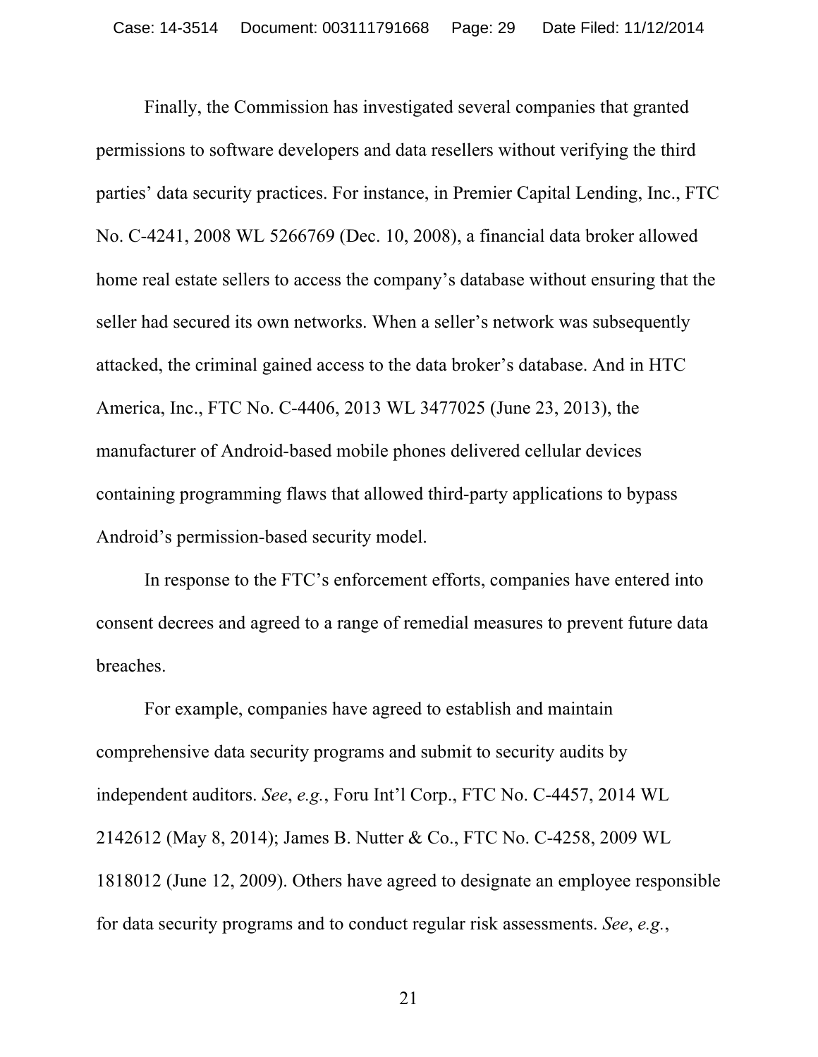Finally, the Commission has investigated several companies that granted permissions to software developers and data resellers without verifying the third parties' data security practices. For instance, in Premier Capital Lending, Inc., FTC No. C-4241, 2008 WL 5266769 (Dec. 10, 2008), a financial data broker allowed home real estate sellers to access the company's database without ensuring that the seller had secured its own networks. When a seller's network was subsequently attacked, the criminal gained access to the data broker's database. And in HTC America, Inc., FTC No. C-4406, 2013 WL 3477025 (June 23, 2013), the manufacturer of Android-based mobile phones delivered cellular devices containing programming flaws that allowed third-party applications to bypass Android's permission-based security model.

In response to the FTC's enforcement efforts, companies have entered into consent decrees and agreed to a range of remedial measures to prevent future data breaches.

For example, companies have agreed to establish and maintain comprehensive data security programs and submit to security audits by independent auditors. *See*, *e.g.*, Foru Int'l Corp., FTC No. C-4457, 2014 WL 2142612 (May 8, 2014); James B. Nutter & Co., FTC No. C-4258, 2009 WL 1818012 (June 12, 2009). Others have agreed to designate an employee responsible for data security programs and to conduct regular risk assessments. *See*, *e.g.*,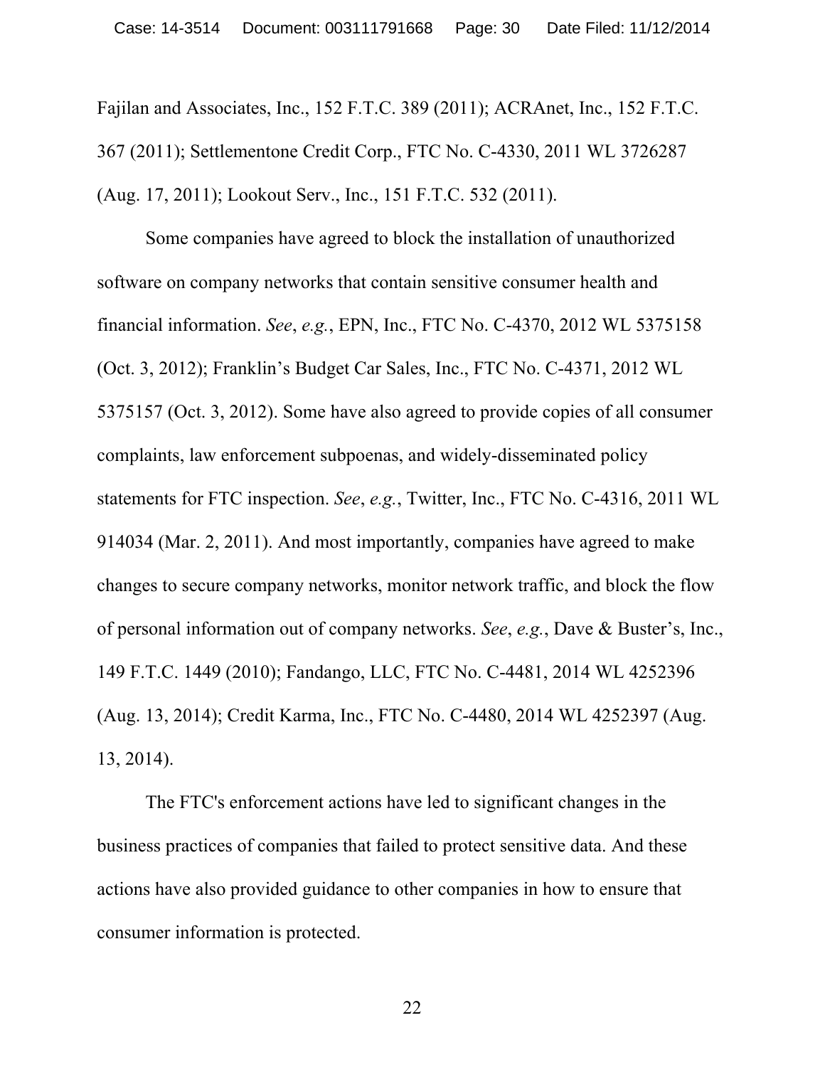Fajilan and Associates, Inc., 152 F.T.C. 389 (2011); ACRAnet, Inc., 152 F.T.C. 367 (2011); Settlementone Credit Corp., FTC No. C-4330, 2011 WL 3726287 (Aug. 17, 2011); Lookout Serv., Inc., 151 F.T.C. 532 (2011).

Some companies have agreed to block the installation of unauthorized software on company networks that contain sensitive consumer health and financial information. *See*, *e.g.*, EPN, Inc., FTC No. C-4370, 2012 WL 5375158 (Oct. 3, 2012); Franklin's Budget Car Sales, Inc., FTC No. C-4371, 2012 WL 5375157 (Oct. 3, 2012). Some have also agreed to provide copies of all consumer complaints, law enforcement subpoenas, and widely-disseminated policy statements for FTC inspection. *See*, *e.g.*, Twitter, Inc., FTC No. C-4316, 2011 WL 914034 (Mar. 2, 2011). And most importantly, companies have agreed to make changes to secure company networks, monitor network traffic, and block the flow of personal information out of company networks. *See*, *e.g.*, Dave & Buster's, Inc., 149 F.T.C. 1449 (2010); Fandango, LLC, FTC No. C-4481, 2014 WL 4252396 (Aug. 13, 2014); Credit Karma, Inc., FTC No. C-4480, 2014 WL 4252397 (Aug. 13, 2014).

The FTC's enforcement actions have led to significant changes in the business practices of companies that failed to protect sensitive data. And these actions have also provided guidance to other companies in how to ensure that consumer information is protected.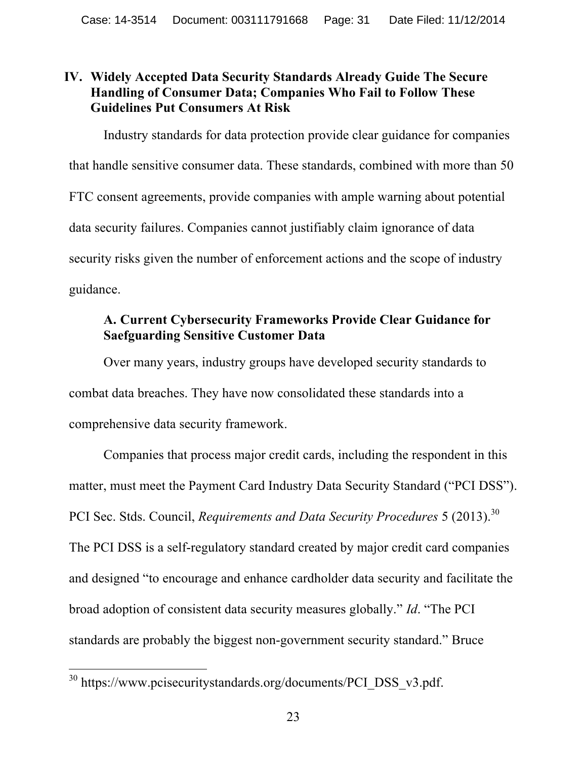## IV. Widely Accepted Data Security Standards Already Guide The Secure Handling of Consumer Data; Companies Who Fail to Follow These Guidelines Put Consumers At Risk

Industry standards for data protection provide clear guidance for companies that handle sensitive consumer data. These standards, combined with more than 50 FTC consent agreements, provide companies with ample warning about potential data security failures. Companies cannot justifiably claim ignorance of data security risks given the number of enforcement actions and the scope of industry guidance.

### A. Current Cybersecurity Frameworks Provide Clear Guidance for Saefguarding Sensitive Customer Data

Over many years, industry groups have developed security standards to combat data breaches. They have now consolidated these standards into a comprehensive data security framework.

Companies that process major credit cards, including the respondent in this matter, must meet the Payment Card Industry Data Security Standard ("PCI DSS"). PCI Sec. Stds. Council, *Requirements and Data Security Procedures* 5 (2013).[30] The PCI DSS is a self-regulatory standard created by major credit card companies and designed "to encourage and enhance cardholder data security and facilitate the broad adoption of consistent data security measures globally." *Id*. "The PCI standards are probably the biggest non-government security standard." Bruce

---

[30] https://www.pcisecuritystandards.org/documents/PCI_DSS_v3.pdf.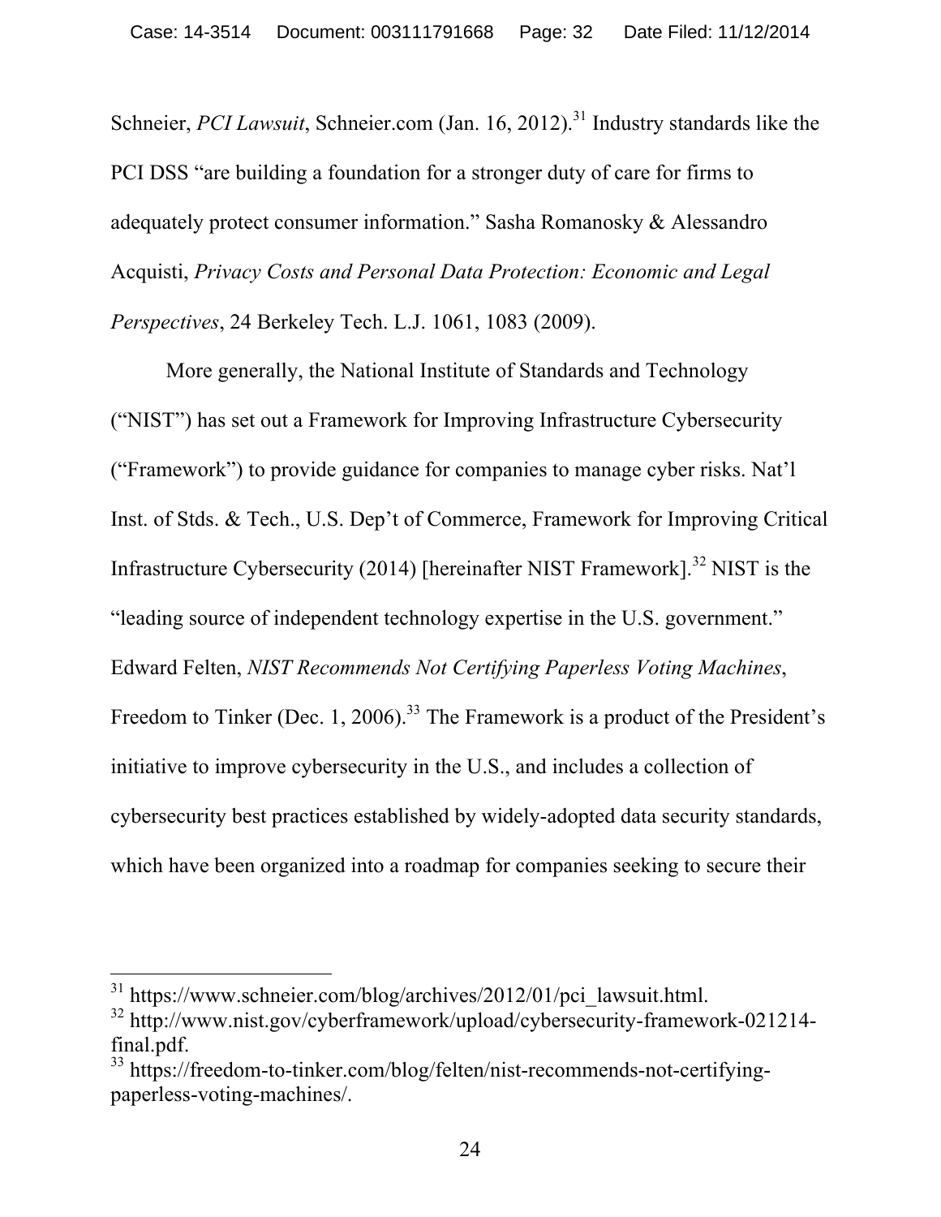Schneier, *PCI Lawsuit*, Schneier.com (Jan. 16, 2012).[31] Industry standards like the PCI DSS "are building a foundation for a stronger duty of care for firms to adequately protect consumer information." Sasha Romanosky & Alessandro Acquisti, *Privacy Costs and Personal Data Protection: Economic and Legal Perspectives*, 24 Berkeley Tech. L.J. 1061, 1083 (2009).

More generally, the National Institute of Standards and Technology ("NIST") has set out a Framework for Improving Infrastructure Cybersecurity ("Framework") to provide guidance for companies to manage cyber risks. Nat'l Inst. of Stds. & Tech., U.S. Dep't of Commerce, Framework for Improving Critical Infrastructure Cybersecurity (2014) [hereinafter NIST Framework].[32] NIST is the "leading source of independent technology expertise in the U.S. government." Edward Felten, *NIST Recommends Not Certifying Paperless Voting Machines*, Freedom to Tinker (Dec. 1, 2006).[33] The Framework is a product of the President's initiative to improve cybersecurity in the U.S., and includes a collection of cybersecurity best practices established by widely-adopted data security standards, which have been organized into a roadmap for companies seeking to secure their

---

[31] https://www.schneier.com/blog/archives/2012/01/pci_lawsuit.html.

[32] http://www.nist.gov/cyberframework/upload/cybersecurity-framework-021214-final.pdf.

[33] https://freedom-to-tinker.com/blog/felten/nist-recommends-not-certifying-paperless-voting-machines/.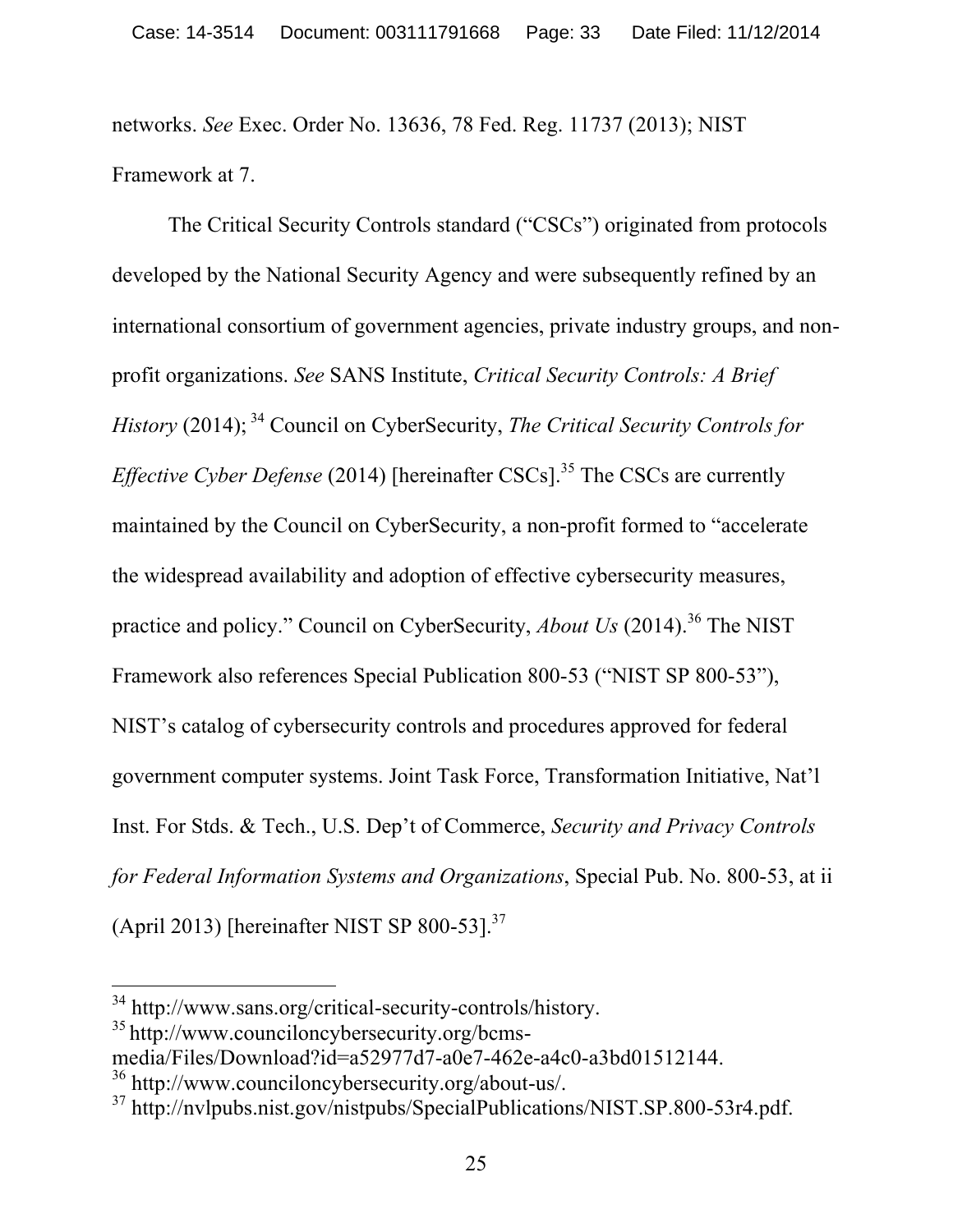networks. *See* Exec. Order No. 13636, 78 Fed. Reg. 11737 (2013); NIST Framework at 7.

The Critical Security Controls standard ("CSCs") originated from protocols developed by the National Security Agency and were subsequently refined by an international consortium of government agencies, private industry groups, and non-profit organizations. *See* SANS Institute, *Critical Security Controls: A Brief History* (2014);[34] Council on CyberSecurity, *The Critical Security Controls for Effective Cyber Defense* (2014) [hereinafter CSCs].[35] The CSCs are currently maintained by the Council on CyberSecurity, a non-profit formed to "accelerate the widespread availability and adoption of effective cybersecurity measures, practice and policy." Council on CyberSecurity, *About Us* (2014).[36] The NIST Framework also references Special Publication 800-53 ("NIST SP 800-53"), NIST's catalog of cybersecurity controls and procedures approved for federal government computer systems. Joint Task Force, Transformation Initiative, Nat'l Inst. For Stds. & Tech., U.S. Dep't of Commerce, *Security and Privacy Controls for Federal Information Systems and Organizations*, Special Pub. No. 800-53, at ii (April 2013) [hereinafter NIST SP 800-53].[37]

---

[34] http://www.sans.org/critical-security-controls/history.

[35] http://www.counciloncybersecurity.org/bcms-media/Files/Download?id=a52977d7-a0e7-462e-a4c0-a3bd01512144.

[36] http://www.counciloncybersecurity.org/about-us/.

[37] http://nvlpubs.nist.gov/nistpubs/SpecialPublications/NIST.SP.800-53r4.pdf.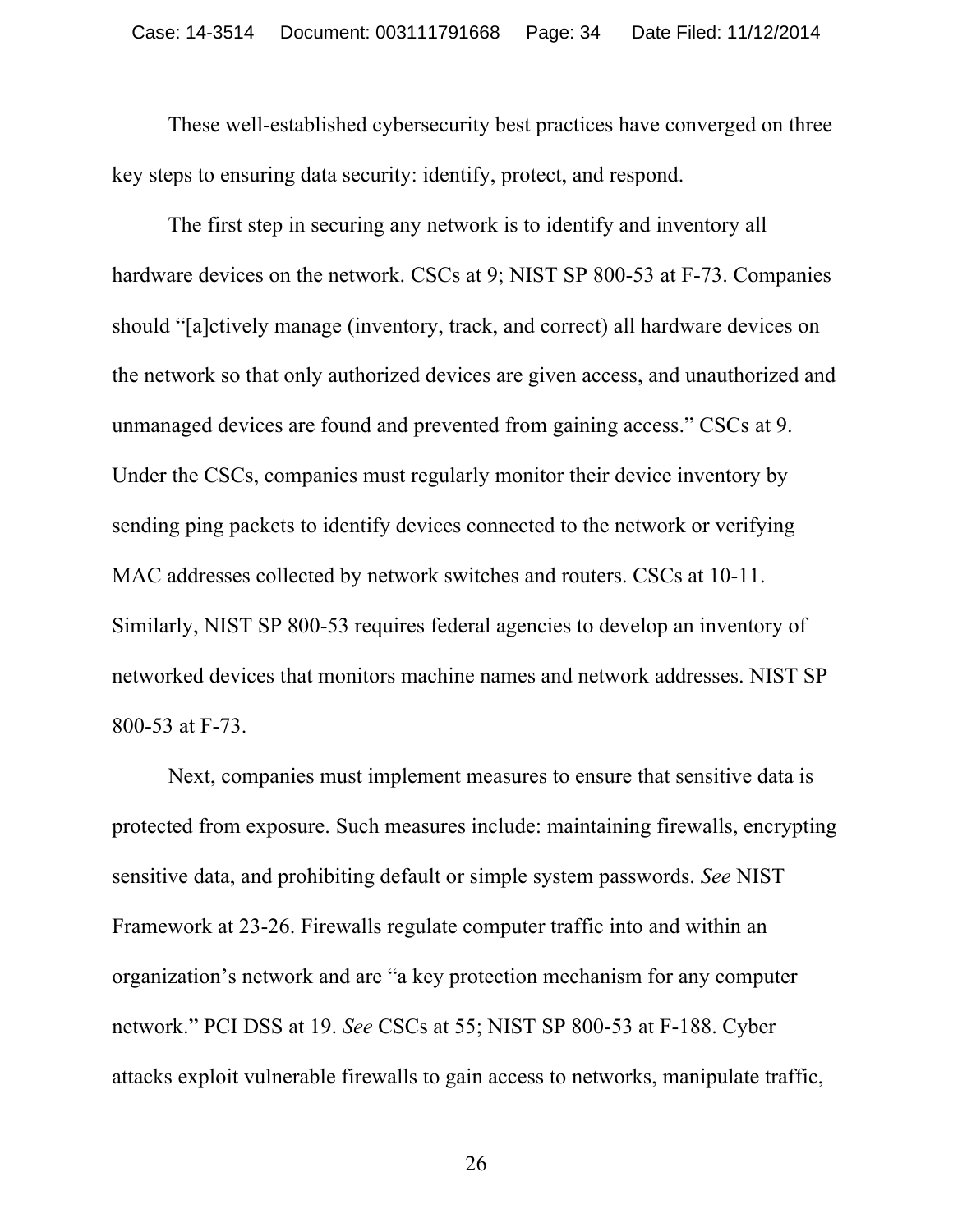These well-established cybersecurity best practices have converged on three key steps to ensuring data security: identify, protect, and respond.

The first step in securing any network is to identify and inventory all hardware devices on the network. CSCs at 9; NIST SP 800-53 at F-73. Companies should "[a]ctively manage (inventory, track, and correct) all hardware devices on the network so that only authorized devices are given access, and unauthorized and unmanaged devices are found and prevented from gaining access." CSCs at 9. Under the CSCs, companies must regularly monitor their device inventory by sending ping packets to identify devices connected to the network or verifying MAC addresses collected by network switches and routers. CSCs at 10-11. Similarly, NIST SP 800-53 requires federal agencies to develop an inventory of networked devices that monitors machine names and network addresses. NIST SP 800-53 at F-73.

Next, companies must implement measures to ensure that sensitive data is protected from exposure. Such measures include: maintaining firewalls, encrypting sensitive data, and prohibiting default or simple system passwords. *See* NIST Framework at 23-26. Firewalls regulate computer traffic into and within an organization's network and are "a key protection mechanism for any computer network." PCI DSS at 19. *See* CSCs at 55; NIST SP 800-53 at F-188. Cyber attacks exploit vulnerable firewalls to gain access to networks, manipulate traffic,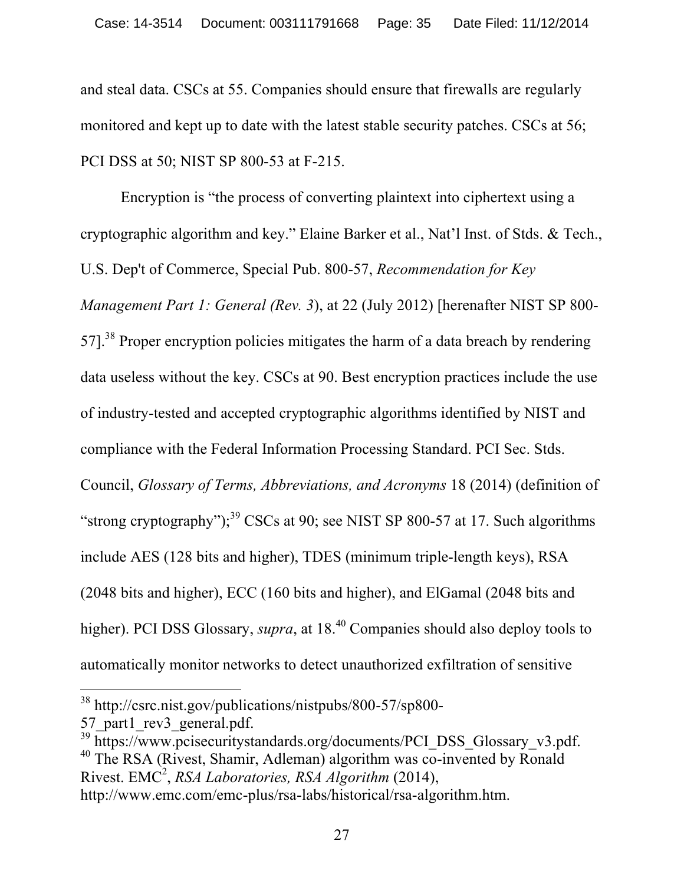and steal data. CSCs at 55. Companies should ensure that firewalls are regularly monitored and kept up to date with the latest stable security patches. CSCs at 56; PCI DSS at 50; NIST SP 800-53 at F-215.

Encryption is "the process of converting plaintext into ciphertext using a cryptographic algorithm and key." Elaine Barker et al., Nat'l Inst. of Stds. & Tech., U.S. Dep't of Commerce, Special Pub. 800-57, *Recommendation for Key Management Part 1: General (Rev. 3)*, at 22 (July 2012) [herenafter NIST SP 800-57].[38] Proper encryption policies mitigates the harm of a data breach by rendering data useless without the key. CSCs at 90. Best encryption practices include the use of industry-tested and accepted cryptographic algorithms identified by NIST and compliance with the Federal Information Processing Standard. PCI Sec. Stds. Council, *Glossary of Terms, Abbreviations, and Acronyms* 18 (2014) (definition of "strong cryptography");[39] CSCs at 90; see NIST SP 800-57 at 17. Such algorithms include AES (128 bits and higher), TDES (minimum triple-length keys), RSA (2048 bits and higher), ECC (160 bits and higher), and ElGamal (2048 bits and higher). PCI DSS Glossary, *supra*, at 18.[40] Companies should also deploy tools to automatically monitor networks to detect unauthorized exfiltration of sensitive

---

[38] http://csrc.nist.gov/publications/nistpubs/800-57/sp800-57_part1_rev3_general.pdf.

[39] https://www.pcisecuritystandards.org/documents/PCI_DSS_Glossary_v3.pdf.

[40] The RSA (Rivest, Shamir, Adleman) algorithm was co-invented by Ronald Rivest. EMC$^2$, *RSA Laboratories, RSA Algorithm* (2014), http://www.emc.com/emc-plus/rsa-labs/historical/rsa-algorithm.htm.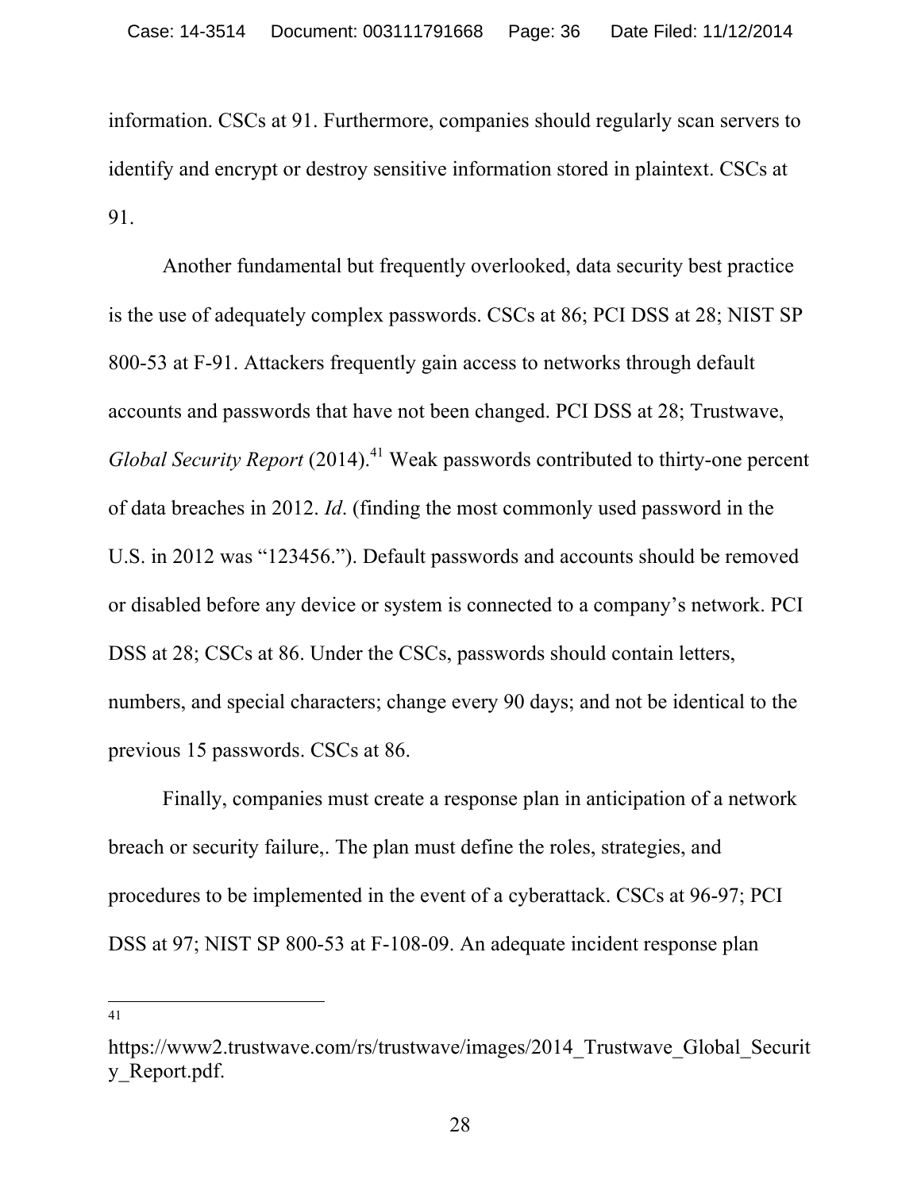information. CSCs at 91. Furthermore, companies should regularly scan servers to identify and encrypt or destroy sensitive information stored in plaintext. CSCs at 91.

Another fundamental but frequently overlooked, data security best practice is the use of adequately complex passwords. CSCs at 86; PCI DSS at 28; NIST SP 800-53 at F-91. Attackers frequently gain access to networks through default accounts and passwords that have not been changed. PCI DSS at 28; Trustwave, *Global Security Report* (2014).[41] Weak passwords contributed to thirty-one percent of data breaches in 2012. *Id*. (finding the most commonly used password in the U.S. in 2012 was "123456."). Default passwords and accounts should be removed or disabled before any device or system is connected to a company's network. PCI DSS at 28; CSCs at 86. Under the CSCs, passwords should contain letters, numbers, and special characters; change every 90 days; and not be identical to the previous 15 passwords. CSCs at 86.

Finally, companies must create a response plan in anticipation of a network breach or security failure,. The plan must define the roles, strategies, and procedures to be implemented in the event of a cyberattack. CSCs at 96-97; PCI DSS at 97; NIST SP 800-53 at F-108-09. An adequate incident response plan

---

[41] https://www2.trustwave.com/rs/trustwave/images/2014_Trustwave_Global_Security_Report.pdf.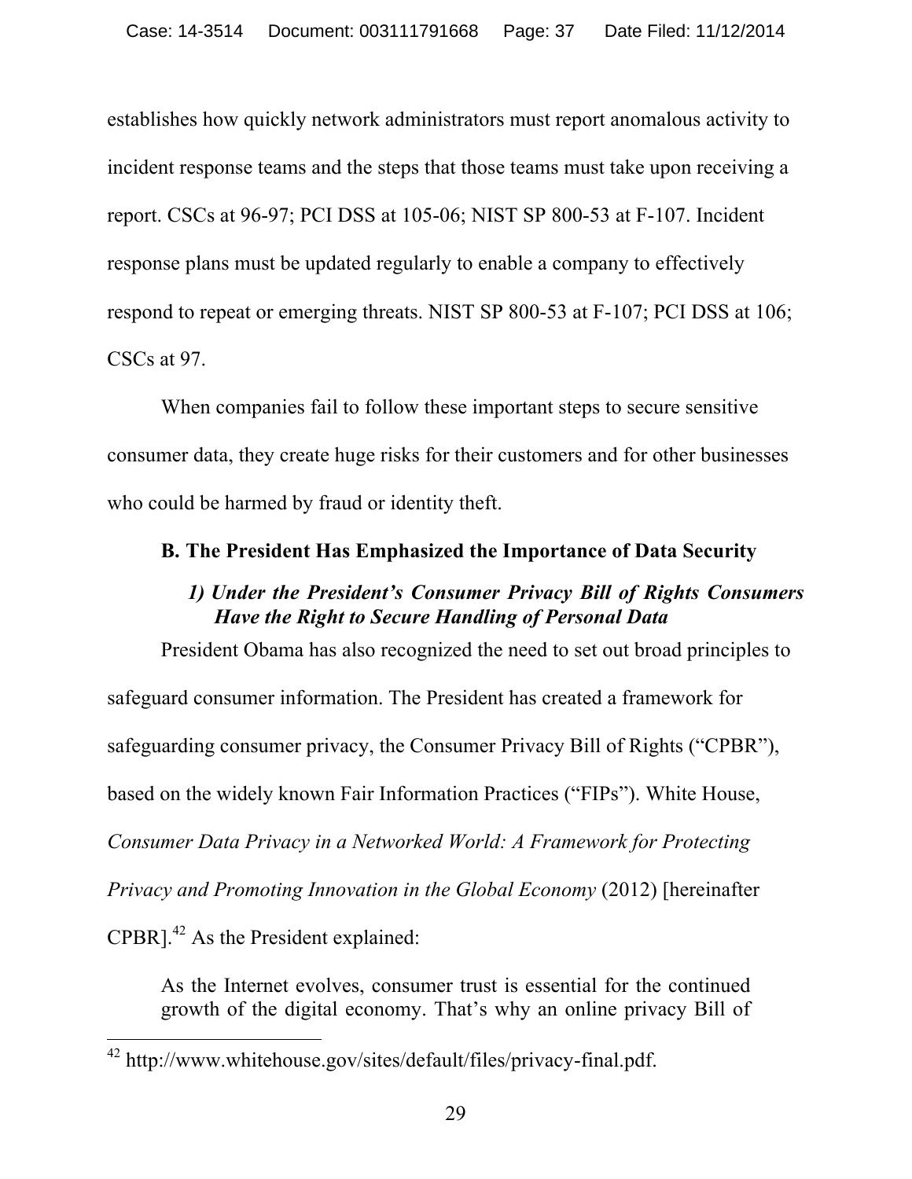establishes how quickly network administrators must report anomalous activity to incident response teams and the steps that those teams must take upon receiving a report. CSCs at 96-97; PCI DSS at 105-06; NIST SP 800-53 at F-107. Incident response plans must be updated regularly to enable a company to effectively respond to repeat or emerging threats. NIST SP 800-53 at F-107; PCI DSS at 106; CSCs at 97.

When companies fail to follow these important steps to secure sensitive consumer data, they create huge risks for their customers and for other businesses who could be harmed by fraud or identity theft.

### B. The President Has Emphasized the Importance of Data Security

#### *1) Under the President's Consumer Privacy Bill of Rights Consumers Have the Right to Secure Handling of Personal Data*

President Obama has also recognized the need to set out broad principles to safeguard consumer information. The President has created a framework for safeguarding consumer privacy, the Consumer Privacy Bill of Rights ("CPBR"), based on the widely known Fair Information Practices ("FIPs"). White House, *Consumer Data Privacy in a Networked World: A Framework for Protecting Privacy and Promoting Innovation in the Global Economy* (2012) [hereinafter CPBR].[42] As the President explained:

> As the Internet evolves, consumer trust is essential for the continued growth of the digital economy. That's why an online privacy Bill of

[42] http://www.whitehouse.gov/sites/default/files/privacy-final.pdf.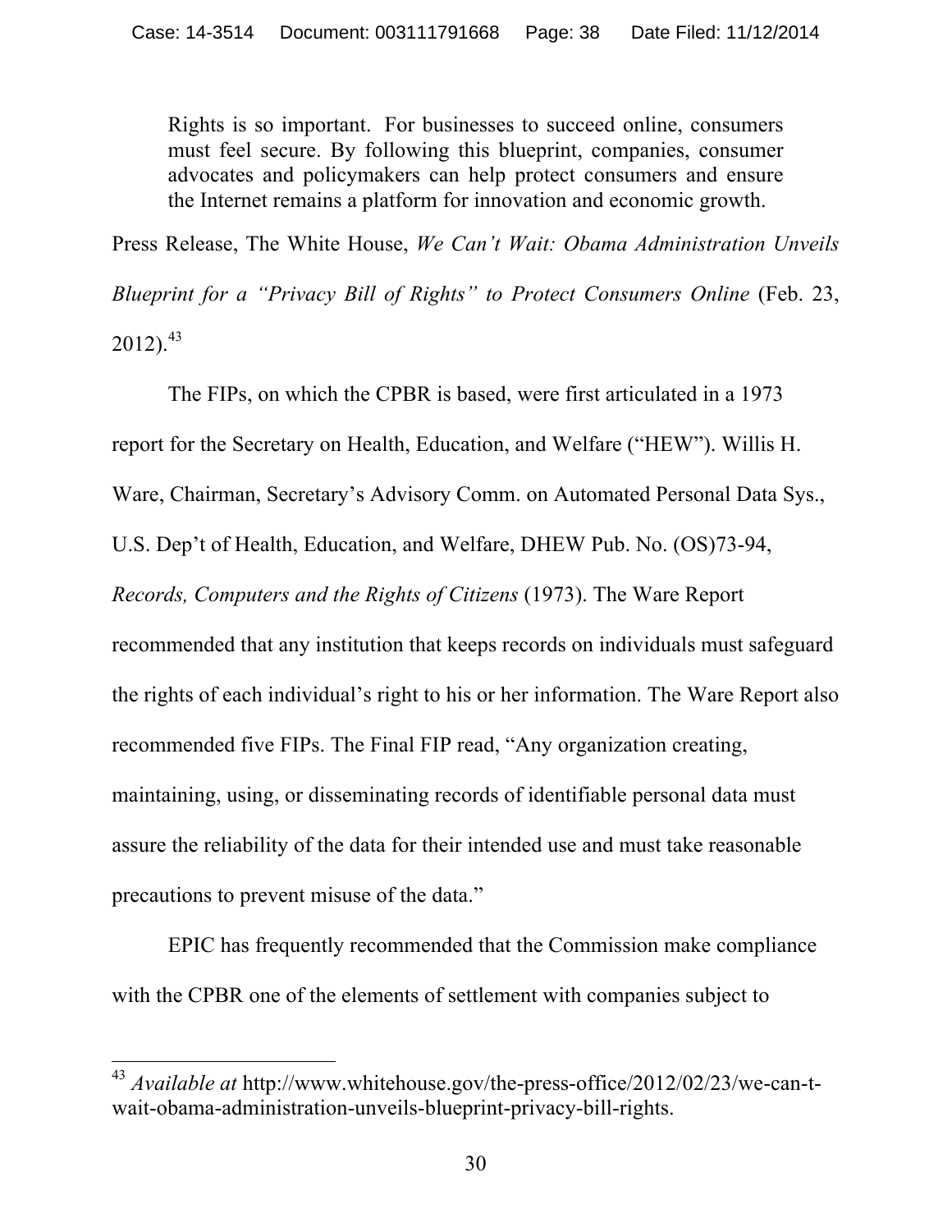> Rights is so important. For businesses to succeed online, consumers must feel secure. By following this blueprint, companies, consumer advocates and policymakers can help protect consumers and ensure the Internet remains a platform for innovation and economic growth.

Press Release, The White House, *We Can't Wait: Obama Administration Unveils Blueprint for a "Privacy Bill of Rights" to Protect Consumers Online* (Feb. 23, 2012).[43]

The FIPs, on which the CPBR is based, were first articulated in a 1973 report for the Secretary on Health, Education, and Welfare ("HEW"). Willis H. Ware, Chairman, Secretary's Advisory Comm. on Automated Personal Data Sys., U.S. Dep't of Health, Education, and Welfare, DHEW Pub. No. (OS)73-94, *Records, Computers and the Rights of Citizens* (1973). The Ware Report recommended that any institution that keeps records on individuals must safeguard the rights of each individual's right to his or her information. The Ware Report also recommended five FIPs. The Final FIP read, "Any organization creating, maintaining, using, or disseminating records of identifiable personal data must assure the reliability of the data for their intended use and must take reasonable precautions to prevent misuse of the data."

EPIC has frequently recommended that the Commission make compliance with the CPBR one of the elements of settlement with companies subject to

[43] *Available at* http://www.whitehouse.gov/the-press-office/2012/02/23/we-can-t-wait-obama-administration-unveils-blueprint-privacy-bill-rights.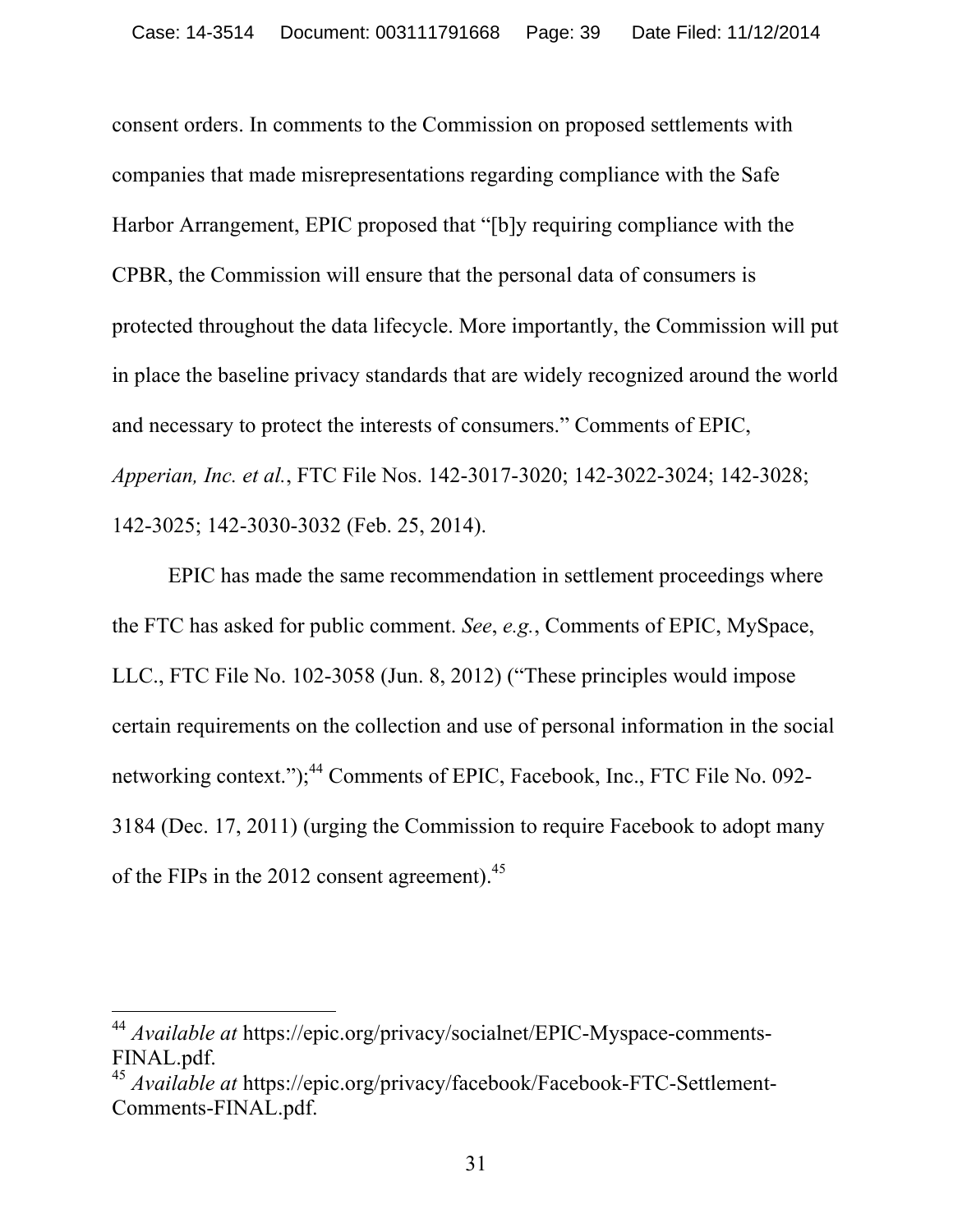consent orders. In comments to the Commission on proposed settlements with companies that made misrepresentations regarding compliance with the Safe Harbor Arrangement, EPIC proposed that "[b]y requiring compliance with the CPBR, the Commission will ensure that the personal data of consumers is protected throughout the data lifecycle. More importantly, the Commission will put in place the baseline privacy standards that are widely recognized around the world and necessary to protect the interests of consumers." Comments of EPIC, *Apperian, Inc. et al.*, FTC File Nos. 142-3017-3020; 142-3022-3024; 142-3028; 142-3025; 142-3030-3032 (Feb. 25, 2014).

EPIC has made the same recommendation in settlement proceedings where the FTC has asked for public comment. *See*, *e.g.*, Comments of EPIC, MySpace, LLC., FTC File No. 102-3058 (Jun. 8, 2012) ("These principles would impose certain requirements on the collection and use of personal information in the social networking context.");[44] Comments of EPIC, Facebook, Inc., FTC File No. 092-3184 (Dec. 17, 2011) (urging the Commission to require Facebook to adopt many of the FIPs in the 2012 consent agreement).[45]

---

[44] *Available at* https://epic.org/privacy/socialnet/EPIC-Myspace-comments-FINAL.pdf.

[45] *Available at* https://epic.org/privacy/facebook/Facebook-FTC-Settlement-Comments-FINAL.pdf.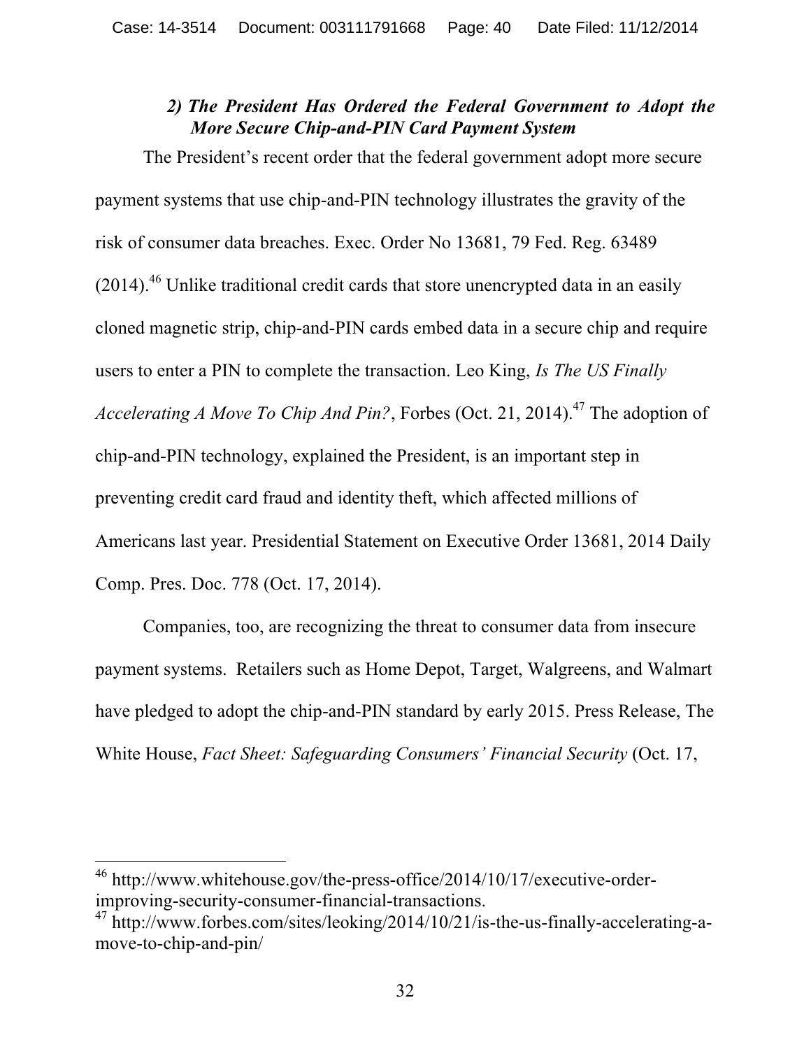### *2) The President Has Ordered the Federal Government to Adopt the More Secure Chip-and-PIN Card Payment System*

The President's recent order that the federal government adopt more secure payment systems that use chip-and-PIN technology illustrates the gravity of the risk of consumer data breaches. Exec. Order No 13681, 79 Fed. Reg. 63489 (2014).[46] Unlike traditional credit cards that store unencrypted data in an easily cloned magnetic strip, chip-and-PIN cards embed data in a secure chip and require users to enter a PIN to complete the transaction. Leo King, *Is The US Finally Accelerating A Move To Chip And Pin?*, Forbes (Oct. 21, 2014).[47] The adoption of chip-and-PIN technology, explained the President, is an important step in preventing credit card fraud and identity theft, which affected millions of Americans last year. Presidential Statement on Executive Order 13681, 2014 Daily Comp. Pres. Doc. 778 (Oct. 17, 2014).

Companies, too, are recognizing the threat to consumer data from insecure payment systems. Retailers such as Home Depot, Target, Walgreens, and Walmart have pledged to adopt the chip-and-PIN standard by early 2015. Press Release, The White House, *Fact Sheet: Safeguarding Consumers' Financial Security* (Oct. 17,

---

[46] http://www.whitehouse.gov/the-press-office/2014/10/17/executive-order-improving-security-consumer-financial-transactions.

[47] http://www.forbes.com/sites/leoking/2014/10/21/is-the-us-finally-accelerating-a-move-to-chip-and-pin/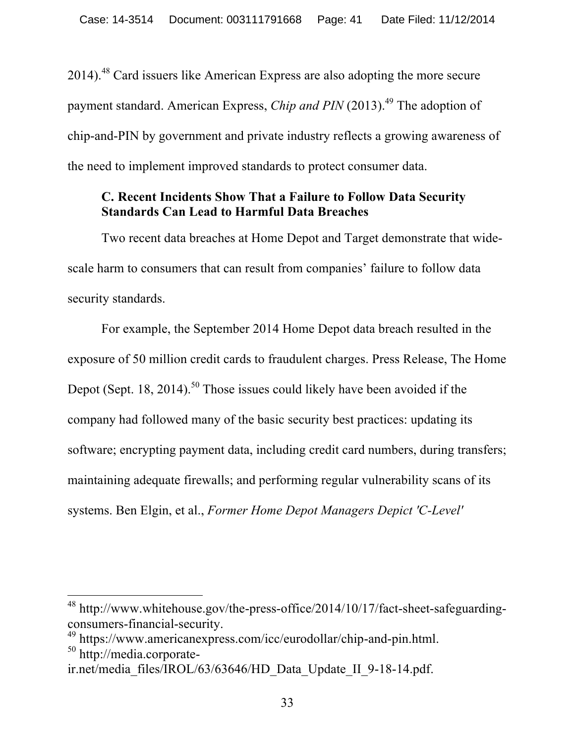2014).[48] Card issuers like American Express are also adopting the more secure payment standard. American Express, *Chip and PIN* (2013).[49] The adoption of chip-and-PIN by government and private industry reflects a growing awareness of the need to implement improved standards to protect consumer data.

### C. Recent Incidents Show That a Failure to Follow Data Security Standards Can Lead to Harmful Data Breaches

Two recent data breaches at Home Depot and Target demonstrate that wide-scale harm to consumers that can result from companies' failure to follow data security standards.

For example, the September 2014 Home Depot data breach resulted in the exposure of 50 million credit cards to fraudulent charges. Press Release, The Home Depot (Sept. 18, 2014).[50] Those issues could likely have been avoided if the company had followed many of the basic security best practices: updating its software; encrypting payment data, including credit card numbers, during transfers; maintaining adequate firewalls; and performing regular vulnerability scans of its systems. Ben Elgin, et al., *Former Home Depot Managers Depict 'C-Level'*

---

[48] http://www.whitehouse.gov/the-press-office/2014/10/17/fact-sheet-safeguarding-consumers-financial-security.

[49] https://www.americanexpress.com/icc/eurodollar/chip-and-pin.html.

[50] http://media.corporate-ir.net/media_files/IROL/63/63646/HD_Data_Update_II_9-18-14.pdf.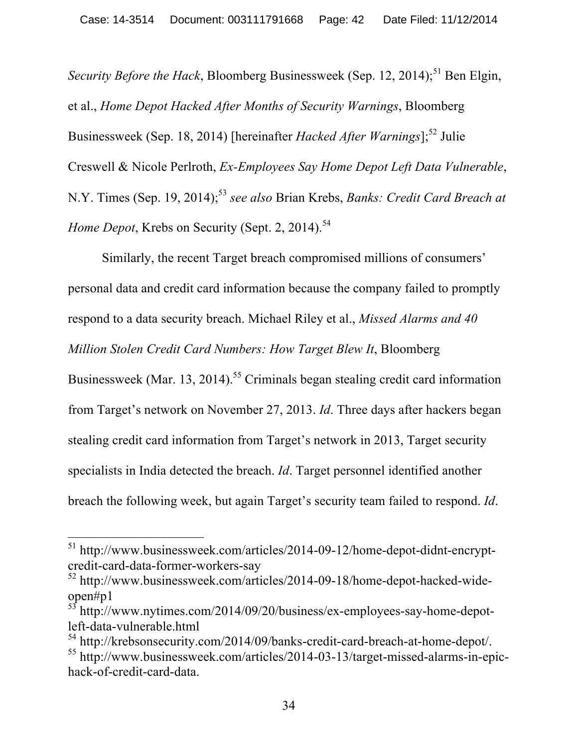*Security Before the Hack*, Bloomberg Businessweek (Sep. 12, 2014);[51] Ben Elgin, et al., *Home Depot Hacked After Months of Security Warnings*, Bloomberg Businessweek (Sep. 18, 2014) [hereinafter *Hacked After Warnings*];[52] Julie Creswell & Nicole Perlroth, *Ex-Employees Say Home Depot Left Data Vulnerable*, N.Y. Times (Sep. 19, 2014);[53] *see also* Brian Krebs, *Banks: Credit Card Breach at Home Depot*, Krebs on Security (Sept. 2, 2014).[54]

Similarly, the recent Target breach compromised millions of consumers' personal data and credit card information because the company failed to promptly respond to a data security breach. Michael Riley et al., *Missed Alarms and 40 Million Stolen Credit Card Numbers: How Target Blew It*, Bloomberg Businessweek (Mar. 13, 2014).[55] Criminals began stealing credit card information from Target's network on November 27, 2013. *Id*. Three days after hackers began stealing credit card information from Target's network in 2013, Target security specialists in India detected the breach. *Id*. Target personnel identified another breach the following week, but again Target's security team failed to respond. *Id*.

---

[51] http://www.businessweek.com/articles/2014-09-12/home-depot-didnt-encrypt-credit-card-data-former-workers-say

[52] http://www.businessweek.com/articles/2014-09-18/home-depot-hacked-wide-open#p1

[53] http://www.nytimes.com/2014/09/20/business/ex-employees-say-home-depot-left-data-vulnerable.html

[54] http://krebsonsecurity.com/2014/09/banks-credit-card-breach-at-home-depot/.

[55] http://www.businessweek.com/articles/2014-03-13/target-missed-alarms-in-epic-hack-of-credit-card-data.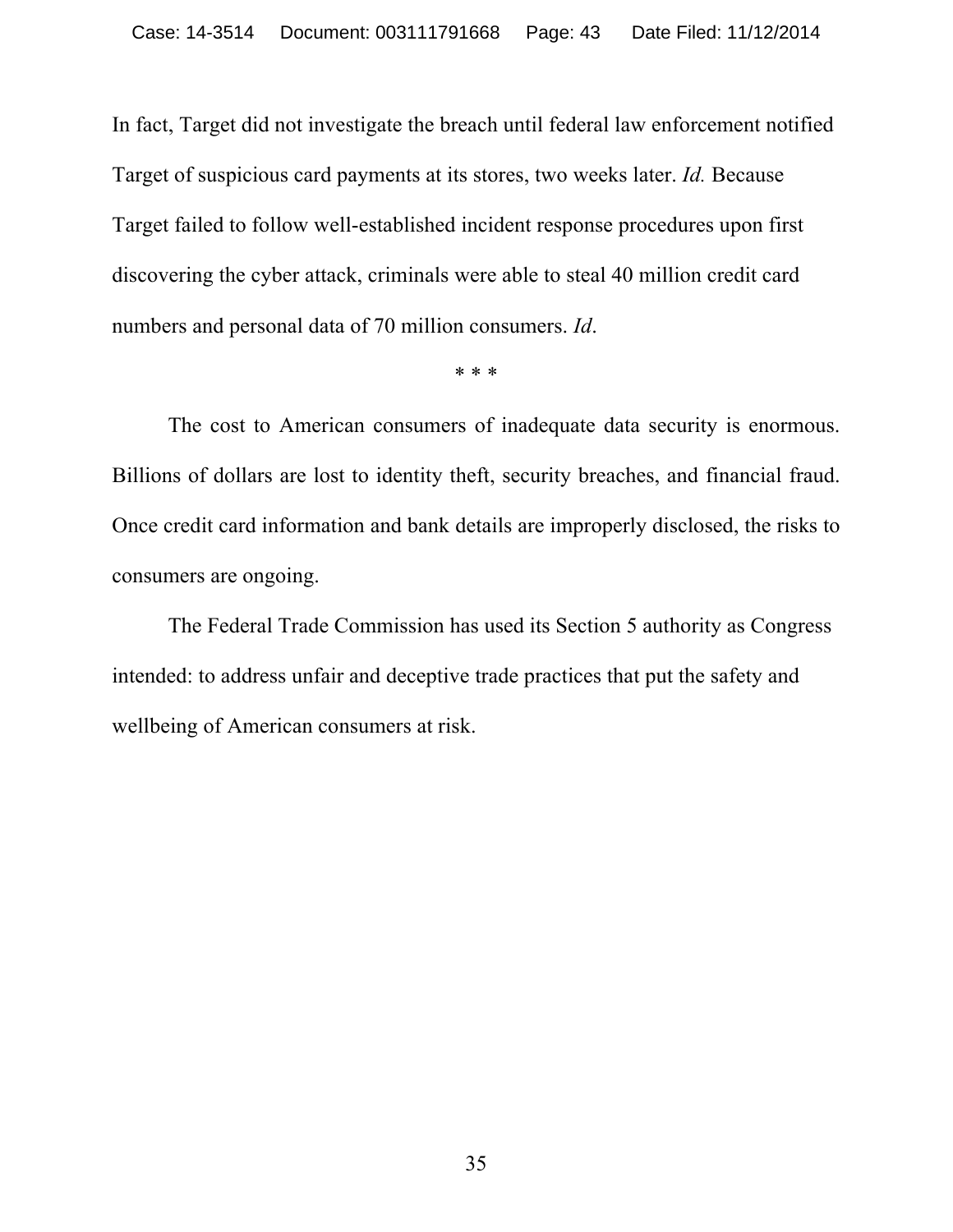In fact, Target did not investigate the breach until federal law enforcement notified Target of suspicious card payments at its stores, two weeks later. *Id.* Because Target failed to follow well-established incident response procedures upon first discovering the cyber attack, criminals were able to steal 40 million credit card numbers and personal data of 70 million consumers. *Id*.

\* \* \*

The cost to American consumers of inadequate data security is enormous. Billions of dollars are lost to identity theft, security breaches, and financial fraud. Once credit card information and bank details are improperly disclosed, the risks to consumers are ongoing.

The Federal Trade Commission has used its Section 5 authority as Congress intended: to address unfair and deceptive trade practices that put the safety and wellbeing of American consumers at risk.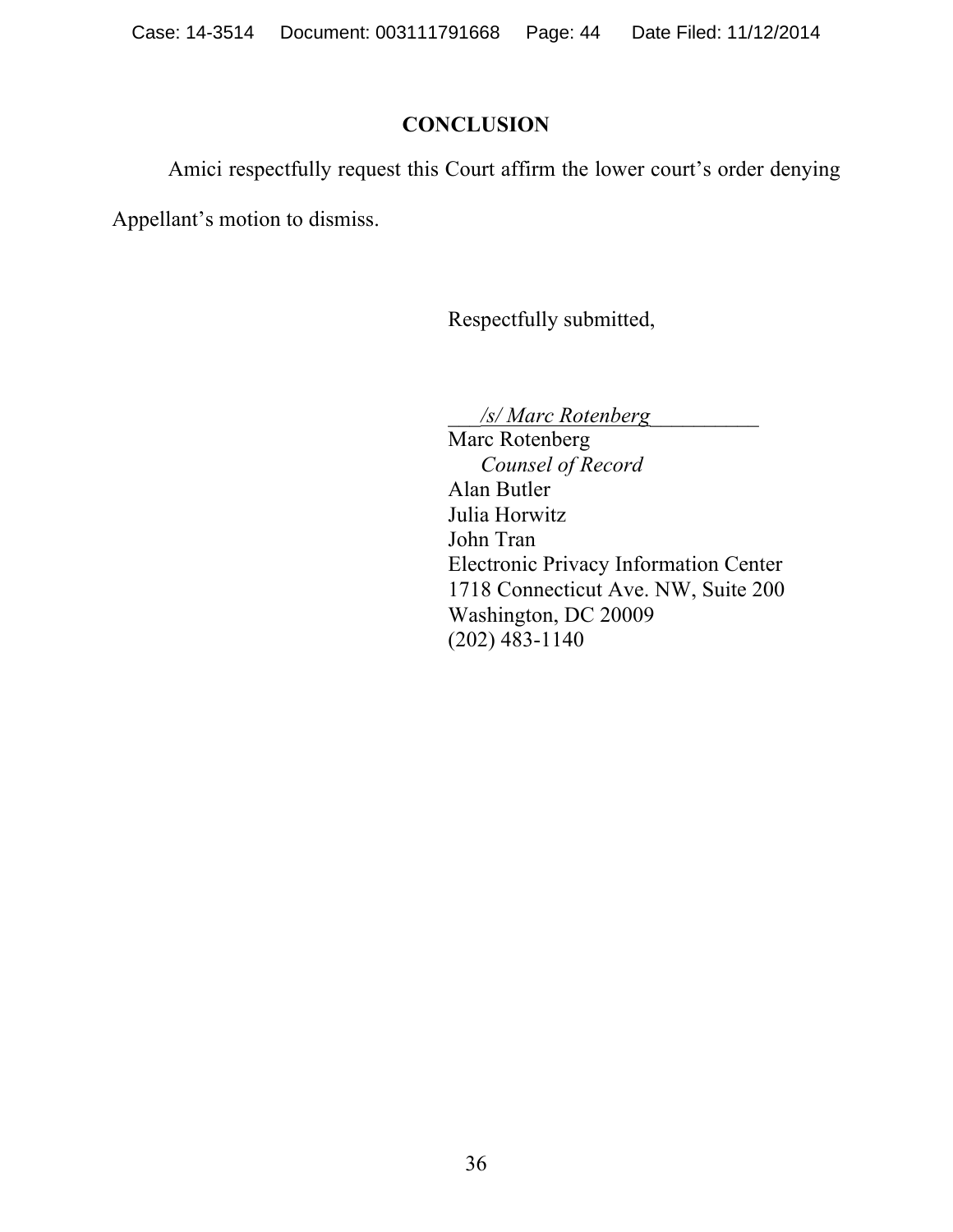## CONCLUSION

Amici respectfully request this Court affirm the lower court's order denying Appellant's motion to dismiss.

Respectfully submitted,

*/s/ Marc Rotenberg*

Marc Rotenberg
*Counsel of Record*
Alan Butler
Julia Horwitz
John Tran
Electronic Privacy Information Center
1718 Connecticut Ave. NW, Suite 200
Washington, DC 20009
(202) 483-1140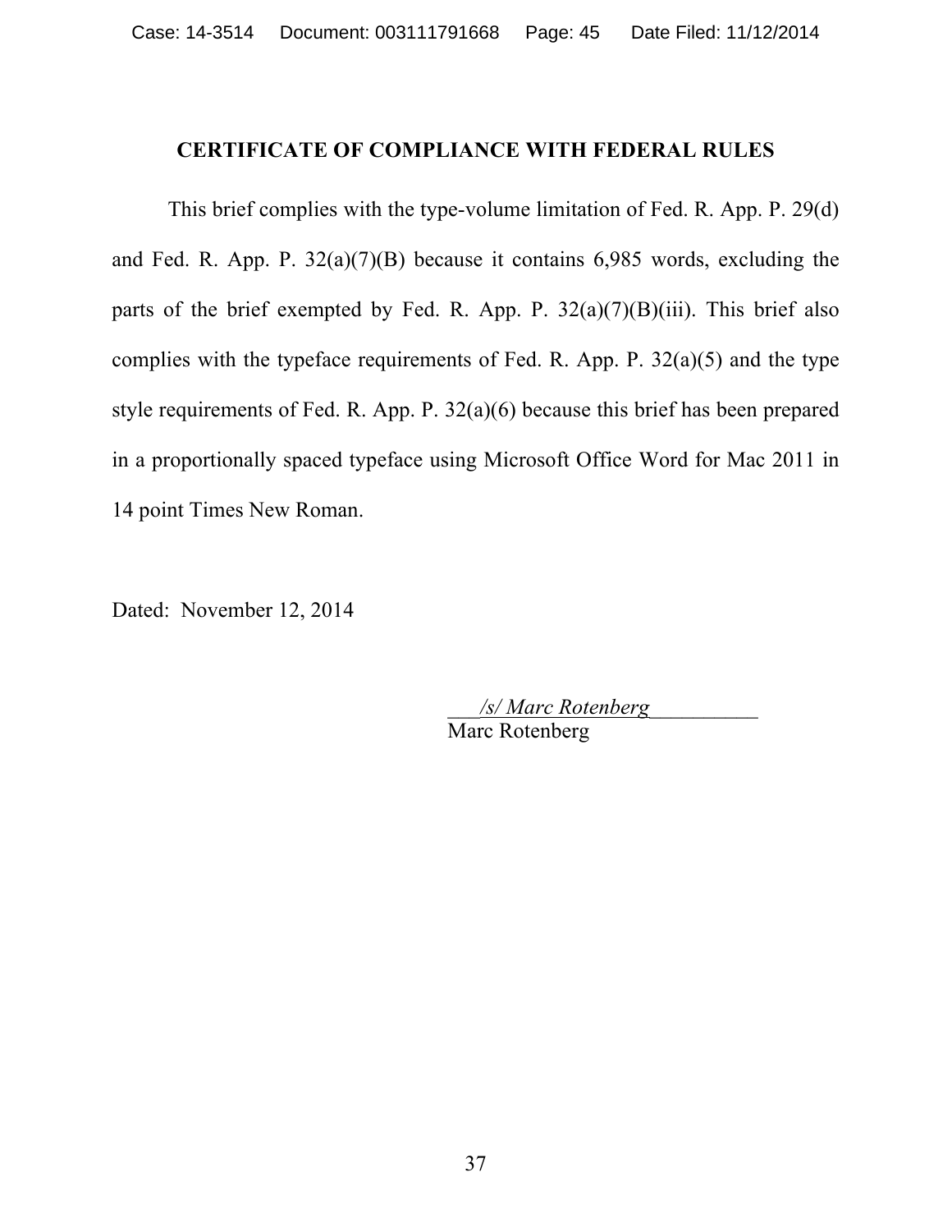## CERTIFICATE OF COMPLIANCE WITH FEDERAL RULES

This brief complies with the type-volume limitation of Fed. R. App. P. 29(d) and Fed. R. App. P. 32(a)(7)(B) because it contains 6,985 words, excluding the parts of the brief exempted by Fed. R. App. P. 32(a)(7)(B)(iii). This brief also complies with the typeface requirements of Fed. R. App. P. 32(a)(5) and the type style requirements of Fed. R. App. P. 32(a)(6) because this brief has been prepared in a proportionally spaced typeface using Microsoft Office Word for Mac 2011 in 14 point Times New Roman.

Dated: November 12, 2014

*/s/ Marc Rotenberg*
Marc Rotenberg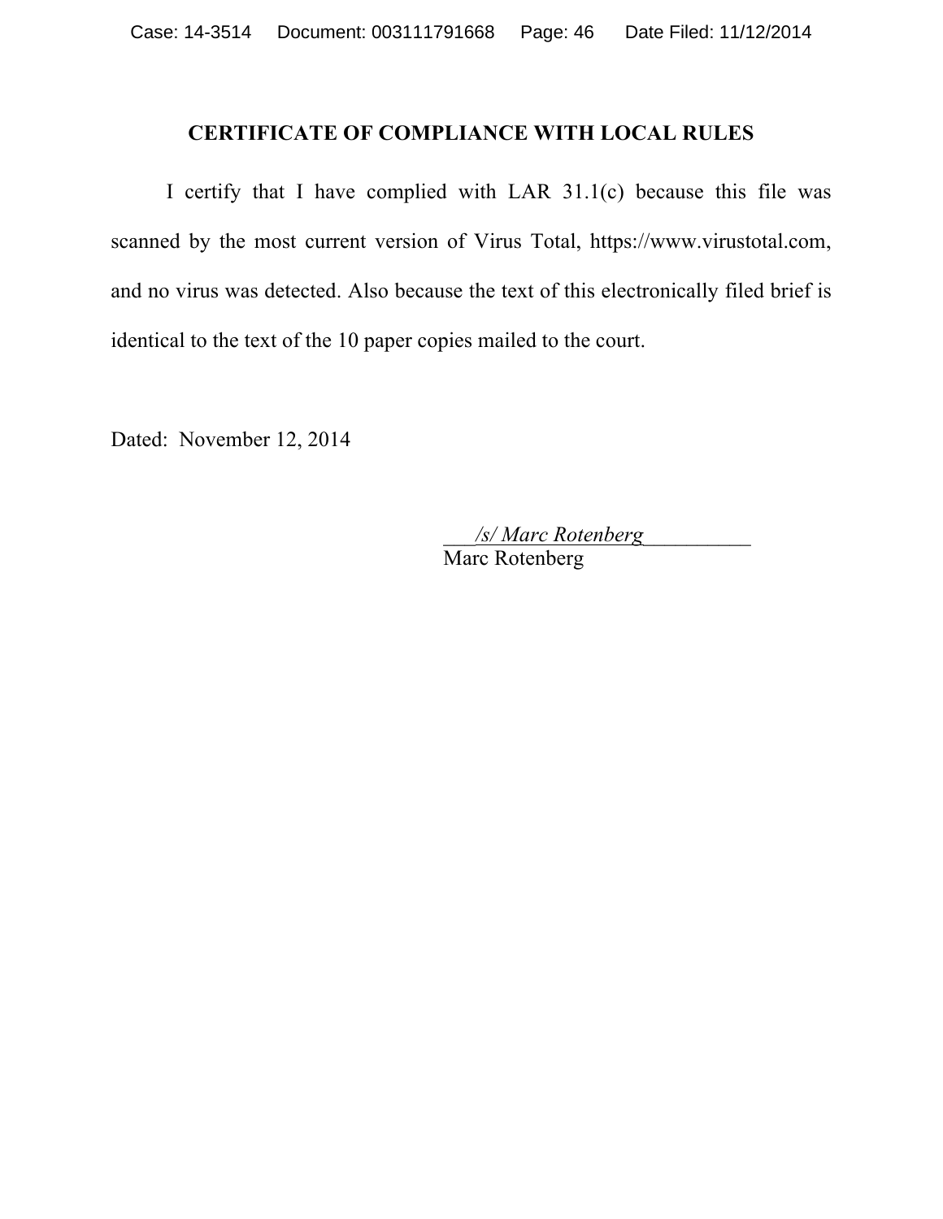## CERTIFICATE OF COMPLIANCE WITH LOCAL RULES

I certify that I have complied with LAR 31.1(c) because this file was scanned by the most current version of Virus Total, https://www.virustotal.com, and no virus was detected. Also because the text of this electronically filed brief is identical to the text of the 10 paper copies mailed to the court.

Dated: November 12, 2014

*/s/ Marc Rotenberg*
Marc Rotenberg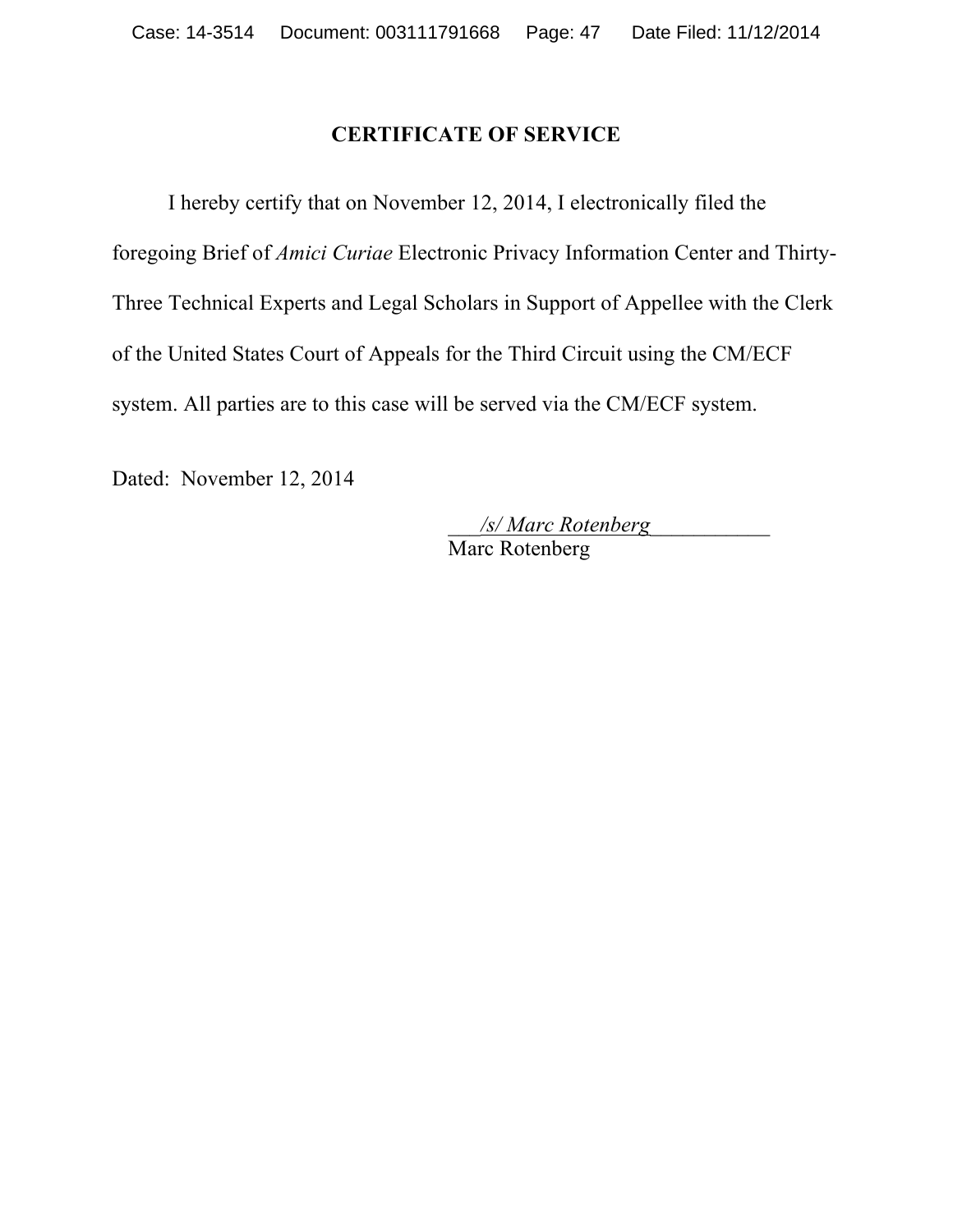## CERTIFICATE OF SERVICE

I hereby certify that on November 12, 2014, I electronically filed the foregoing Brief of *Amici Curiae* Electronic Privacy Information Center and Thirty-Three Technical Experts and Legal Scholars in Support of Appellee with the Clerk of the United States Court of Appeals for the Third Circuit using the CM/ECF system. All parties are to this case will be served via the CM/ECF system.

Dated: November 12, 2014

*/s/ Marc Rotenberg*
Marc Rotenberg